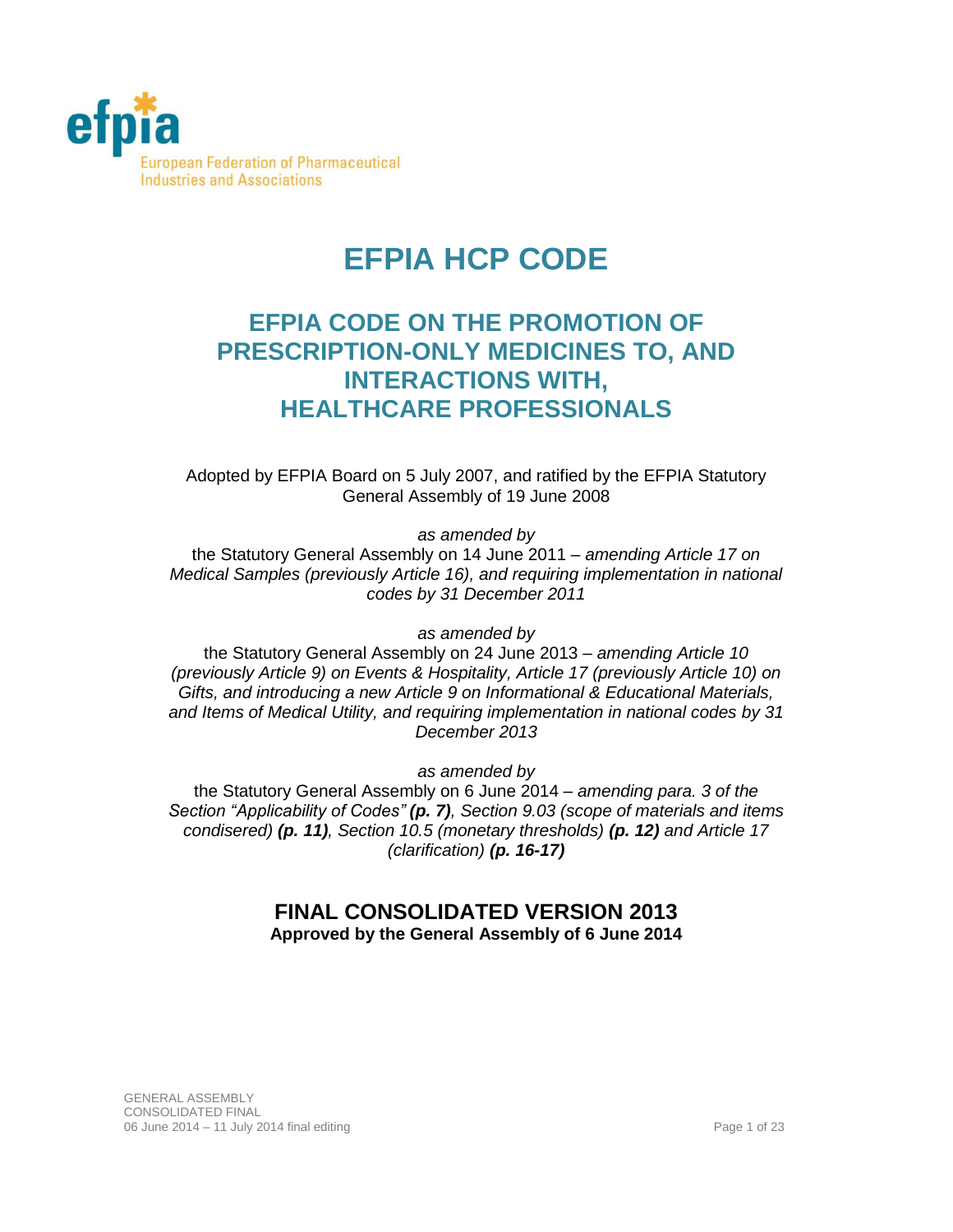efpia

European Federation of Pharmaceutical Industries and Associations

# EFPIA HCP CODE

## EFPIA CODE ON THE PROMOTION OF PRESCRIPTION-ONLY MEDICINES TO, AND INTERACTIONS WITH, HEALTHCARE PROFESSIONALS

Adopted by EFPIA Board on 5 July 2007, and ratified by the EFPIA Statutory General Assembly of 19 June 2008

*as amended by*

the Statutory General Assembly on 14 June 2011 – *amending Article 17 on Medical Samples (previously Article 16), and requiring implementation in national codes by 31 December 2011*

*as amended by*

the Statutory General Assembly on 24 June 2013 – *amending Article 10 (previously Article 9) on Events & Hospitality, Article 17 (previously Article 10) on Gifts, and introducing a new Article 9 on Informational & Educational Materials, and Items of Medical Utility, and requiring implementation in national codes by 31 December 2013*

*as amended by*

the Statutory General Assembly on 6 June 2014 – *amending para. 3 of the Section "Applicability of Codes"* ***(p. 7)****, Section 9.03 (scope of materials and items condisered)* ***(p. 11)****, Section 10.5 (monetary thresholds)* ***(p. 12)*** *and Article 17 (clarification)* ***(p. 16-17)***

**FINAL CONSOLIDATED VERSION 2013**

**Approved by the General Assembly of 6 June 2014**

GENERAL ASSEMBLY
CONSOLIDATED FINAL
06 June 2014 – 11 July 2014 final editing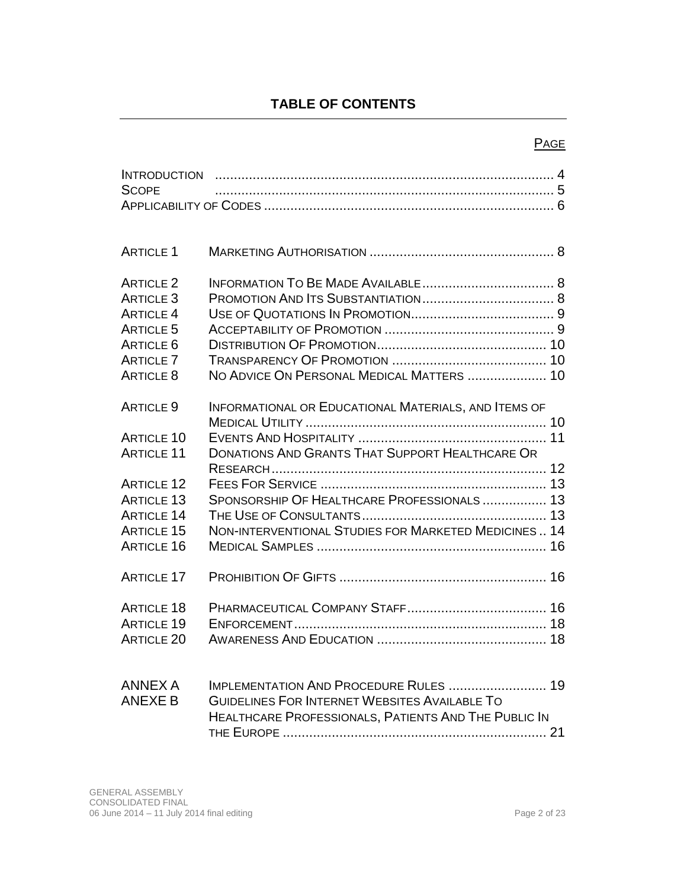## TABLE OF CONTENTS

| | | PAGE |
|---|---|---|
| INTRODUCTION | | 4 |
| SCOPE | | 5 |
| APPLICABILITY OF CODES | | 6 |
| ARTICLE 1 | MARKETING AUTHORISATION | 8 |
| ARTICLE 2 | INFORMATION TO BE MADE AVAILABLE | 8 |
| ARTICLE 3 | PROMOTION AND ITS SUBSTANTIATION | 8 |
| ARTICLE 4 | USE OF QUOTATIONS IN PROMOTION | 9 |
| ARTICLE 5 | ACCEPTABILITY OF PROMOTION | 9 |
| ARTICLE 6 | DISTRIBUTION OF PROMOTION | 10 |
| ARTICLE 7 | TRANSPARENCY OF PROMOTION | 10 |
| ARTICLE 8 | NO ADVICE ON PERSONAL MEDICAL MATTERS | 10 |
| ARTICLE 9 | INFORMATIONAL OR EDUCATIONAL MATERIALS, AND ITEMS OF MEDICAL UTILITY | 10 |
| ARTICLE 10 | EVENTS AND HOSPITALITY | 11 |
| ARTICLE 11 | DONATIONS AND GRANTS THAT SUPPORT HEALTHCARE OR RESEARCH | 12 |
| ARTICLE 12 | FEES FOR SERVICE | 13 |
| ARTICLE 13 | SPONSORSHIP OF HEALTHCARE PROFESSIONALS | 13 |
| ARTICLE 14 | THE USE OF CONSULTANTS | 13 |
| ARTICLE 15 | NON-INTERVENTIONAL STUDIES FOR MARKETED MEDICINES | 14 |
| ARTICLE 16 | MEDICAL SAMPLES | 16 |
| ARTICLE 17 | PROHIBITION OF GIFTS | 16 |
| ARTICLE 18 | PHARMACEUTICAL COMPANY STAFF | 16 |
| ARTICLE 19 | ENFORCEMENT | 18 |
| ARTICLE 20 | AWARENESS AND EDUCATION | 18 |
| ANNEX A | IMPLEMENTATION AND PROCEDURE RULES | 19 |
| ANEXE B | GUIDELINES FOR INTERNET WEBSITES AVAILABLE TO HEALTHCARE PROFESSIONALS, PATIENTS AND THE PUBLIC IN THE EUROPE | 21 |

GENERAL ASSEMBLY
CONSOLIDATED FINAL
06 June 2014 – 11 July 2014 final editing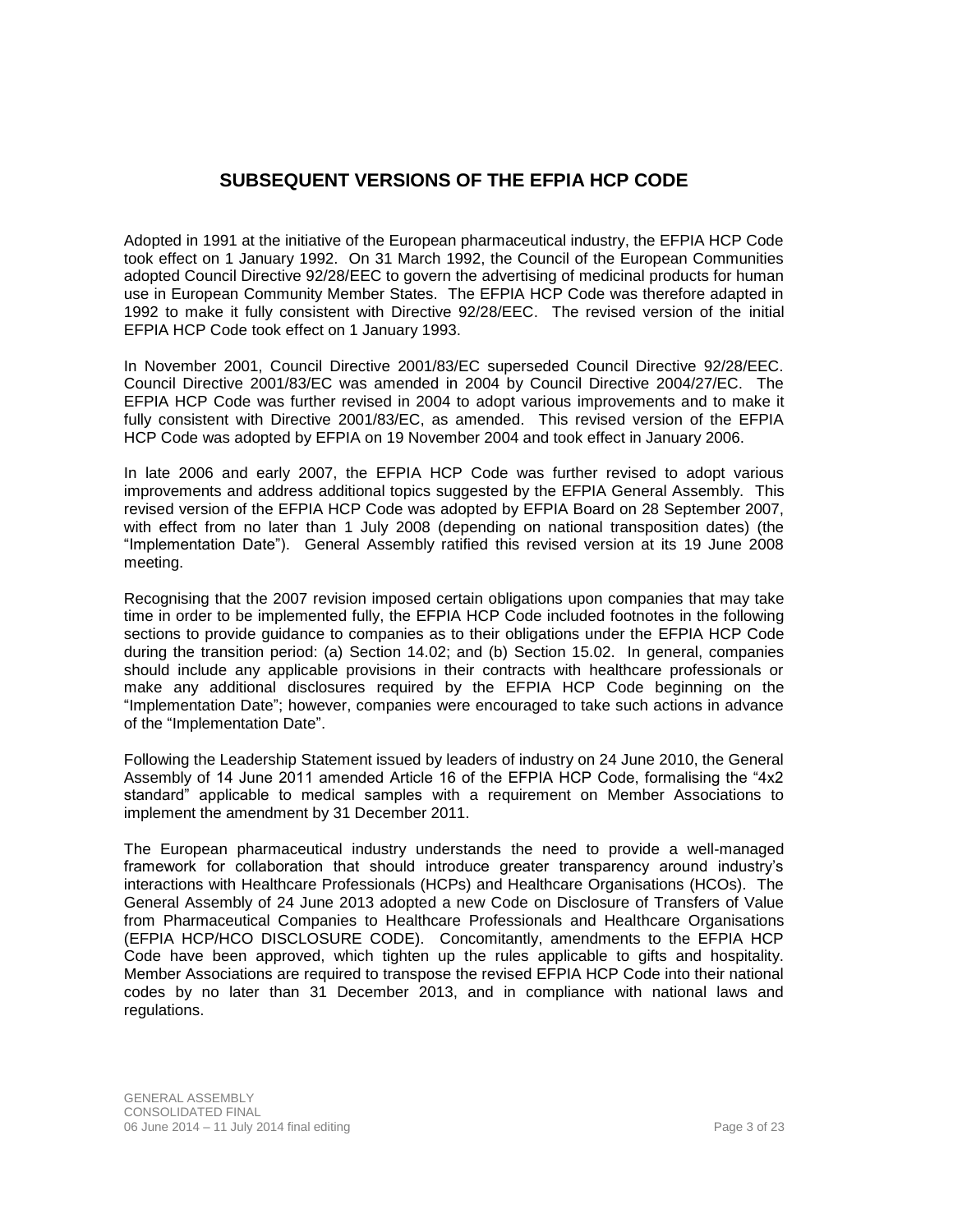# SUBSEQUENT VERSIONS OF THE EFPIA HCP CODE

Adopted in 1991 at the initiative of the European pharmaceutical industry, the EFPIA HCP Code took effect on 1 January 1992. On 31 March 1992, the Council of the European Communities adopted Council Directive 92/28/EEC to govern the advertising of medicinal products for human use in European Community Member States. The EFPIA HCP Code was therefore adapted in 1992 to make it fully consistent with Directive 92/28/EEC. The revised version of the initial EFPIA HCP Code took effect on 1 January 1993.

In November 2001, Council Directive 2001/83/EC superseded Council Directive 92/28/EEC. Council Directive 2001/83/EC was amended in 2004 by Council Directive 2004/27/EC. The EFPIA HCP Code was further revised in 2004 to adopt various improvements and to make it fully consistent with Directive 2001/83/EC, as amended. This revised version of the EFPIA HCP Code was adopted by EFPIA on 19 November 2004 and took effect in January 2006.

In late 2006 and early 2007, the EFPIA HCP Code was further revised to adopt various improvements and address additional topics suggested by the EFPIA General Assembly. This revised version of the EFPIA HCP Code was adopted by EFPIA Board on 28 September 2007, with effect from no later than 1 July 2008 (depending on national transposition dates) (the "Implementation Date"). General Assembly ratified this revised version at its 19 June 2008 meeting.

Recognising that the 2007 revision imposed certain obligations upon companies that may take time in order to be implemented fully, the EFPIA HCP Code included footnotes in the following sections to provide guidance to companies as to their obligations under the EFPIA HCP Code during the transition period: (a) Section 14.02; and (b) Section 15.02. In general, companies should include any applicable provisions in their contracts with healthcare professionals or make any additional disclosures required by the EFPIA HCP Code beginning on the "Implementation Date"; however, companies were encouraged to take such actions in advance of the "Implementation Date".

Following the Leadership Statement issued by leaders of industry on 24 June 2010, the General Assembly of 14 June 2011 amended Article 16 of the EFPIA HCP Code, formalising the "4x2 standard" applicable to medical samples with a requirement on Member Associations to implement the amendment by 31 December 2011.

The European pharmaceutical industry understands the need to provide a well-managed framework for collaboration that should introduce greater transparency around industry's interactions with Healthcare Professionals (HCPs) and Healthcare Organisations (HCOs). The General Assembly of 24 June 2013 adopted a new Code on Disclosure of Transfers of Value from Pharmaceutical Companies to Healthcare Professionals and Healthcare Organisations (EFPIA HCP/HCO DISCLOSURE CODE). Concomitantly, amendments to the EFPIA HCP Code have been approved, which tighten up the rules applicable to gifts and hospitality. Member Associations are required to transpose the revised EFPIA HCP Code into their national codes by no later than 31 December 2013, and in compliance with national laws and regulations.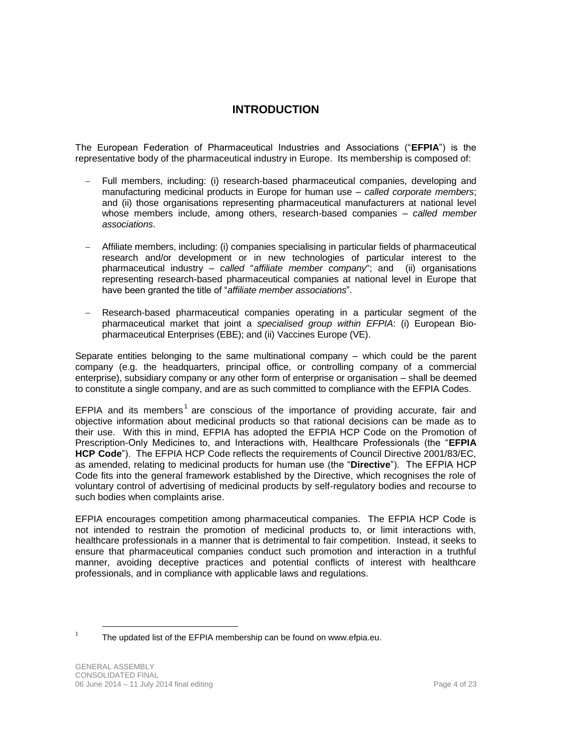# INTRODUCTION

The European Federation of Pharmaceutical Industries and Associations ("**EFPIA**") is the representative body of the pharmaceutical industry in Europe. Its membership is composed of:

- Full members, including: (i) research-based pharmaceutical companies, developing and manufacturing medicinal products in Europe for human use – *called corporate members*; and (ii) those organisations representing pharmaceutical manufacturers at national level whose members include, among others, research-based companies – *called member associations*.
- Affiliate members, including: (i) companies specialising in particular fields of pharmaceutical research and/or development or in new technologies of particular interest to the pharmaceutical industry – *called* "*affiliate member company*"; and (ii) organisations representing research-based pharmaceutical companies at national level in Europe that have been granted the title of "*affiliate member associations*".
- Research-based pharmaceutical companies operating in a particular segment of the pharmaceutical market that joint a *specialised group within EFPIA*: (i) European Bio-pharmaceutical Enterprises (EBE); and (ii) Vaccines Europe (VE).

Separate entities belonging to the same multinational company – which could be the parent company (e.g. the headquarters, principal office, or controlling company of a commercial enterprise), subsidiary company or any other form of enterprise or organisation – shall be deemed to constitute a single company, and are as such committed to compliance with the EFPIA Codes.

EFPIA and its members[1] are conscious of the importance of providing accurate, fair and objective information about medicinal products so that rational decisions can be made as to their use. With this in mind, EFPIA has adopted the EFPIA HCP Code on the Promotion of Prescription-Only Medicines to, and Interactions with, Healthcare Professionals (the "**EFPIA HCP Code**"). The EFPIA HCP Code reflects the requirements of Council Directive 2001/83/EC, as amended, relating to medicinal products for human use (the "**Directive**"). The EFPIA HCP Code fits into the general framework established by the Directive, which recognises the role of voluntary control of advertising of medicinal products by self-regulatory bodies and recourse to such bodies when complaints arise.

EFPIA encourages competition among pharmaceutical companies. The EFPIA HCP Code is not intended to restrain the promotion of medicinal products to, or limit interactions with, healthcare professionals in a manner that is detrimental to fair competition. Instead, it seeks to ensure that pharmaceutical companies conduct such promotion and interaction in a truthful manner, avoiding deceptive practices and potential conflicts of interest with healthcare professionals, and in compliance with applicable laws and regulations.

[1] The updated list of the EFPIA membership can be found on www.efpia.eu.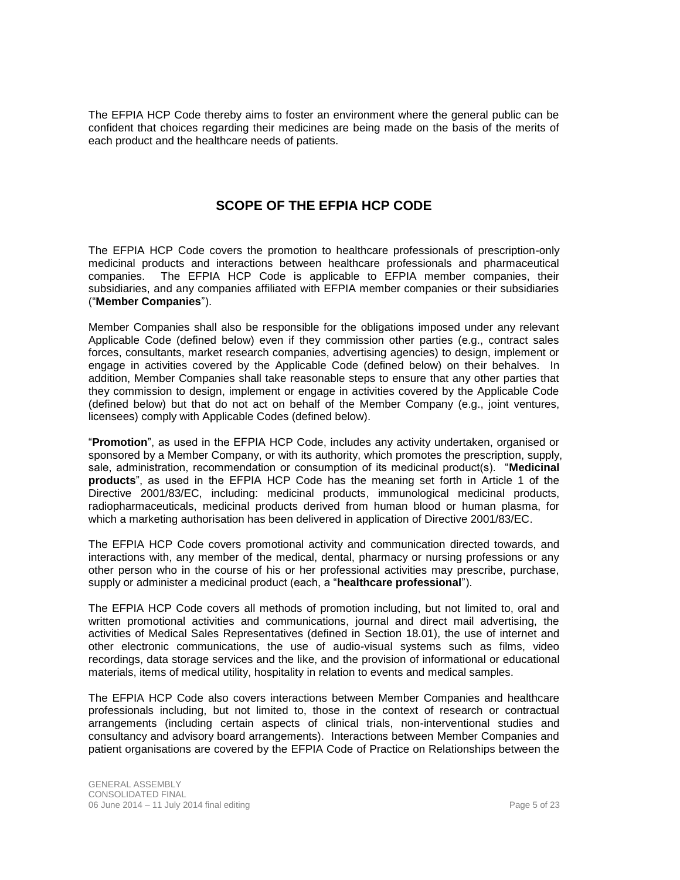The EFPIA HCP Code thereby aims to foster an environment where the general public can be confident that choices regarding their medicines are being made on the basis of the merits of each product and the healthcare needs of patients.

## SCOPE OF THE EFPIA HCP CODE

The EFPIA HCP Code covers the promotion to healthcare professionals of prescription-only medicinal products and interactions between healthcare professionals and pharmaceutical companies. The EFPIA HCP Code is applicable to EFPIA member companies, their subsidiaries, and any companies affiliated with EFPIA member companies or their subsidiaries ("**Member Companies**").

Member Companies shall also be responsible for the obligations imposed under any relevant Applicable Code (defined below) even if they commission other parties (e.g., contract sales forces, consultants, market research companies, advertising agencies) to design, implement or engage in activities covered by the Applicable Code (defined below) on their behalves. In addition, Member Companies shall take reasonable steps to ensure that any other parties that they commission to design, implement or engage in activities covered by the Applicable Code (defined below) but that do not act on behalf of the Member Company (e.g., joint ventures, licensees) comply with Applicable Codes (defined below).

"**Promotion**", as used in the EFPIA HCP Code, includes any activity undertaken, organised or sponsored by a Member Company, or with its authority, which promotes the prescription, supply, sale, administration, recommendation or consumption of its medicinal product(s). "**Medicinal products**", as used in the EFPIA HCP Code has the meaning set forth in Article 1 of the Directive 2001/83/EC, including: medicinal products, immunological medicinal products, radiopharmaceuticals, medicinal products derived from human blood or human plasma, for which a marketing authorisation has been delivered in application of Directive 2001/83/EC.

The EFPIA HCP Code covers promotional activity and communication directed towards, and interactions with, any member of the medical, dental, pharmacy or nursing professions or any other person who in the course of his or her professional activities may prescribe, purchase, supply or administer a medicinal product (each, a "**healthcare professional**").

The EFPIA HCP Code covers all methods of promotion including, but not limited to, oral and written promotional activities and communications, journal and direct mail advertising, the activities of Medical Sales Representatives (defined in Section 18.01), the use of internet and other electronic communications, the use of audio-visual systems such as films, video recordings, data storage services and the like, and the provision of informational or educational materials, items of medical utility, hospitality in relation to events and medical samples.

The EFPIA HCP Code also covers interactions between Member Companies and healthcare professionals including, but not limited to, those in the context of research or contractual arrangements (including certain aspects of clinical trials, non-interventional studies and consultancy and advisory board arrangements). Interactions between Member Companies and patient organisations are covered by the EFPIA Code of Practice on Relationships between the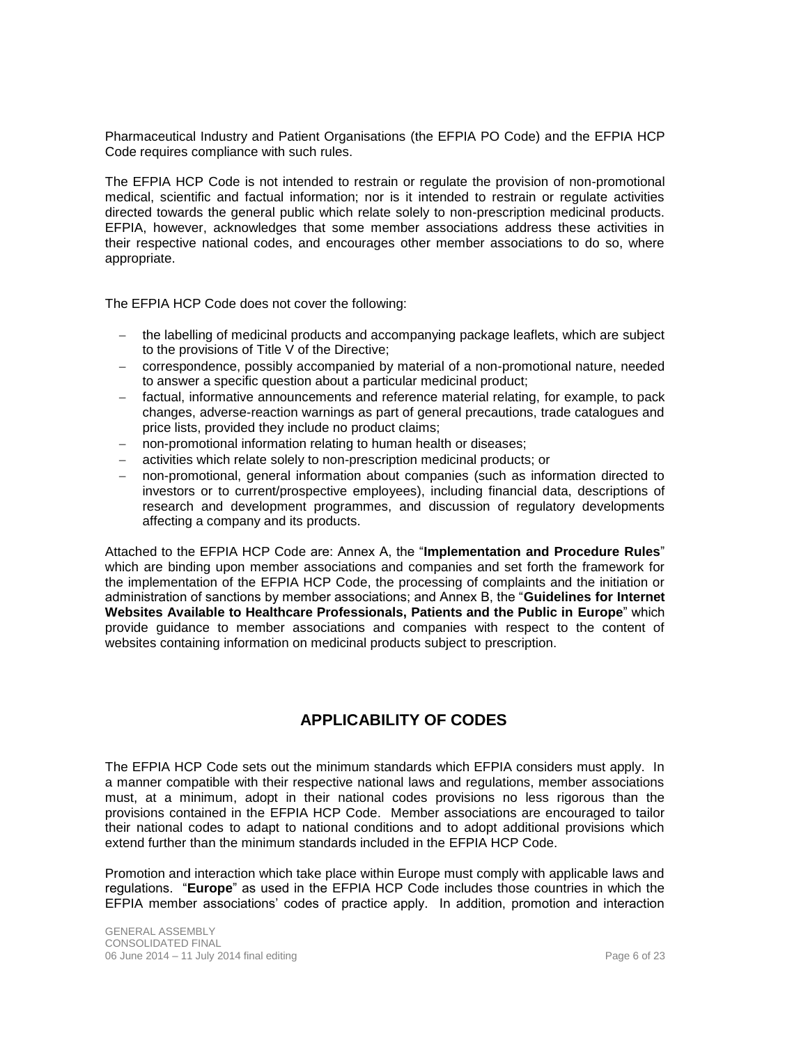Pharmaceutical Industry and Patient Organisations (the EFPIA PO Code) and the EFPIA HCP Code requires compliance with such rules.

The EFPIA HCP Code is not intended to restrain or regulate the provision of non-promotional medical, scientific and factual information; nor is it intended to restrain or regulate activities directed towards the general public which relate solely to non-prescription medicinal products. EFPIA, however, acknowledges that some member associations address these activities in their respective national codes, and encourages other member associations to do so, where appropriate.

The EFPIA HCP Code does not cover the following:

- the labelling of medicinal products and accompanying package leaflets, which are subject to the provisions of Title V of the Directive;
- correspondence, possibly accompanied by material of a non-promotional nature, needed to answer a specific question about a particular medicinal product;
- factual, informative announcements and reference material relating, for example, to pack changes, adverse-reaction warnings as part of general precautions, trade catalogues and price lists, provided they include no product claims;
- non-promotional information relating to human health or diseases;
- activities which relate solely to non-prescription medicinal products; or
- non-promotional, general information about companies (such as information directed to investors or to current/prospective employees), including financial data, descriptions of research and development programmes, and discussion of regulatory developments affecting a company and its products.

Attached to the EFPIA HCP Code are: Annex A, the "**Implementation and Procedure Rules**" which are binding upon member associations and companies and set forth the framework for the implementation of the EFPIA HCP Code, the processing of complaints and the initiation or administration of sanctions by member associations; and Annex B, the "**Guidelines for Internet Websites Available to Healthcare Professionals, Patients and the Public in Europe**" which provide guidance to member associations and companies with respect to the content of websites containing information on medicinal products subject to prescription.

## APPLICABILITY OF CODES

The EFPIA HCP Code sets out the minimum standards which EFPIA considers must apply. In a manner compatible with their respective national laws and regulations, member associations must, at a minimum, adopt in their national codes provisions no less rigorous than the provisions contained in the EFPIA HCP Code. Member associations are encouraged to tailor their national codes to adapt to national conditions and to adopt additional provisions which extend further than the minimum standards included in the EFPIA HCP Code.

Promotion and interaction which take place within Europe must comply with applicable laws and regulations. "**Europe**" as used in the EFPIA HCP Code includes those countries in which the EFPIA member associations' codes of practice apply. In addition, promotion and interaction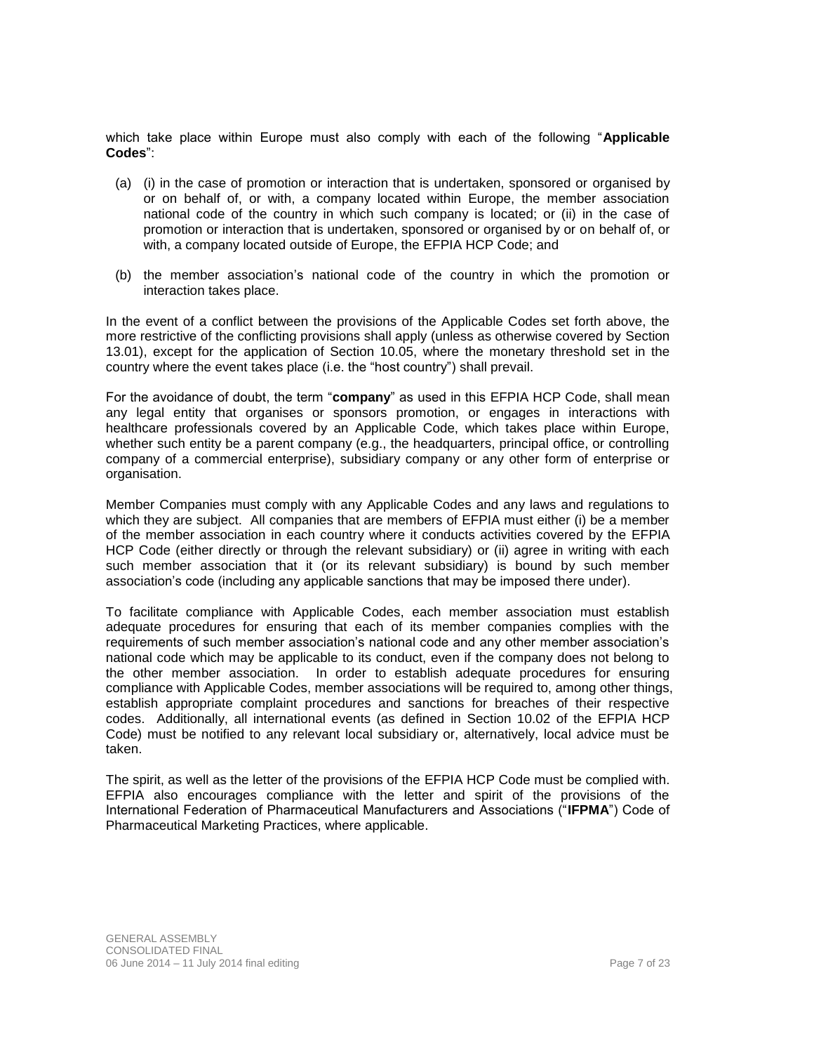which take place within Europe must also comply with each of the following "**Applicable Codes**":

(a) (i) in the case of promotion or interaction that is undertaken, sponsored or organised by or on behalf of, or with, a company located within Europe, the member association national code of the country in which such company is located; or (ii) in the case of promotion or interaction that is undertaken, sponsored or organised by or on behalf of, or with, a company located outside of Europe, the EFPIA HCP Code; and

(b) the member association's national code of the country in which the promotion or interaction takes place.

In the event of a conflict between the provisions of the Applicable Codes set forth above, the more restrictive of the conflicting provisions shall apply (unless as otherwise covered by Section 13.01), except for the application of Section 10.05, where the monetary threshold set in the country where the event takes place (i.e. the "host country") shall prevail.

For the avoidance of doubt, the term "**company**" as used in this EFPIA HCP Code, shall mean any legal entity that organises or sponsors promotion, or engages in interactions with healthcare professionals covered by an Applicable Code, which takes place within Europe, whether such entity be a parent company (e.g., the headquarters, principal office, or controlling company of a commercial enterprise), subsidiary company or any other form of enterprise or organisation.

Member Companies must comply with any Applicable Codes and any laws and regulations to which they are subject. All companies that are members of EFPIA must either (i) be a member of the member association in each country where it conducts activities covered by the EFPIA HCP Code (either directly or through the relevant subsidiary) or (ii) agree in writing with each such member association that it (or its relevant subsidiary) is bound by such member association's code (including any applicable sanctions that may be imposed there under).

To facilitate compliance with Applicable Codes, each member association must establish adequate procedures for ensuring that each of its member companies complies with the requirements of such member association's national code and any other member association's national code which may be applicable to its conduct, even if the company does not belong to the other member association. In order to establish adequate procedures for ensuring compliance with Applicable Codes, member associations will be required to, among other things, establish appropriate complaint procedures and sanctions for breaches of their respective codes. Additionally, all international events (as defined in Section 10.02 of the EFPIA HCP Code) must be notified to any relevant local subsidiary or, alternatively, local advice must be taken.

The spirit, as well as the letter of the provisions of the EFPIA HCP Code must be complied with. EFPIA also encourages compliance with the letter and spirit of the provisions of the International Federation of Pharmaceutical Manufacturers and Associations ("**IFPMA**") Code of Pharmaceutical Marketing Practices, where applicable.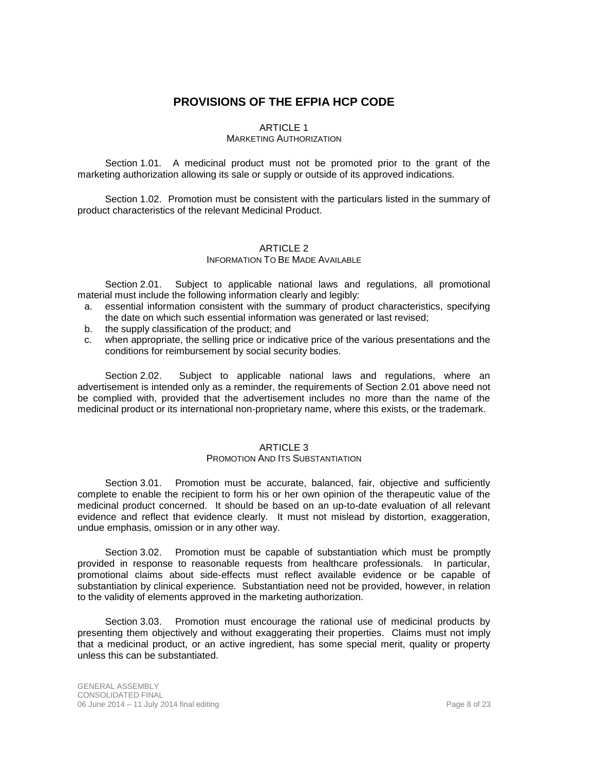# PROVISIONS OF THE EFPIA HCP CODE

## ARTICLE 1
### MARKETING AUTHORIZATION

Section 1.01. A medicinal product must not be promoted prior to the grant of the marketing authorization allowing its sale or supply or outside of its approved indications.

Section 1.02. Promotion must be consistent with the particulars listed in the summary of product characteristics of the relevant Medicinal Product.

## ARTICLE 2
### INFORMATION TO BE MADE AVAILABLE

Section 2.01. Subject to applicable national laws and regulations, all promotional material must include the following information clearly and legibly:

a. essential information consistent with the summary of product characteristics, specifying the date on which such essential information was generated or last revised;
b. the supply classification of the product; and
c. when appropriate, the selling price or indicative price of the various presentations and the conditions for reimbursement by social security bodies.

Section 2.02. Subject to applicable national laws and regulations, where an advertisement is intended only as a reminder, the requirements of Section 2.01 above need not be complied with, provided that the advertisement includes no more than the name of the medicinal product or its international non-proprietary name, where this exists, or the trademark.

## ARTICLE 3
### PROMOTION AND ITS SUBSTANTIATION

Section 3.01. Promotion must be accurate, balanced, fair, objective and sufficiently complete to enable the recipient to form his or her own opinion of the therapeutic value of the medicinal product concerned. It should be based on an up-to-date evaluation of all relevant evidence and reflect that evidence clearly. It must not mislead by distortion, exaggeration, undue emphasis, omission or in any other way.

Section 3.02. Promotion must be capable of substantiation which must be promptly provided in response to reasonable requests from healthcare professionals. In particular, promotional claims about side-effects must reflect available evidence or be capable of substantiation by clinical experience. Substantiation need not be provided, however, in relation to the validity of elements approved in the marketing authorization.

Section 3.03. Promotion must encourage the rational use of medicinal products by presenting them objectively and without exaggerating their properties. Claims must not imply that a medicinal product, or an active ingredient, has some special merit, quality or property unless this can be substantiated.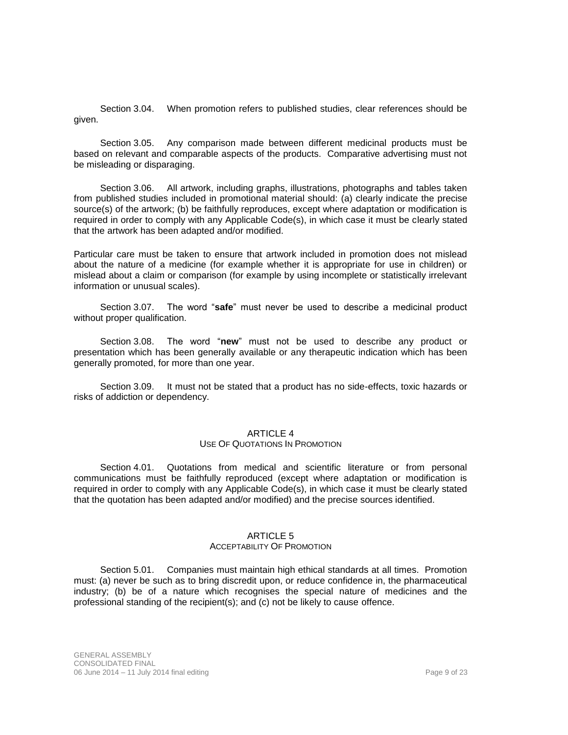Section 3.04. When promotion refers to published studies, clear references should be given.

Section 3.05. Any comparison made between different medicinal products must be based on relevant and comparable aspects of the products. Comparative advertising must not be misleading or disparaging.

Section 3.06. All artwork, including graphs, illustrations, photographs and tables taken from published studies included in promotional material should: (a) clearly indicate the precise source(s) of the artwork; (b) be faithfully reproduces, except where adaptation or modification is required in order to comply with any Applicable Code(s), in which case it must be clearly stated that the artwork has been adapted and/or modified.

Particular care must be taken to ensure that artwork included in promotion does not mislead about the nature of a medicine (for example whether it is appropriate for use in children) or mislead about a claim or comparison (for example by using incomplete or statistically irrelevant information or unusual scales).

Section 3.07. The word "**safe**" must never be used to describe a medicinal product without proper qualification.

Section 3.08. The word "**new**" must not be used to describe any product or presentation which has been generally available or any therapeutic indication which has been generally promoted, for more than one year.

Section 3.09. It must not be stated that a product has no side-effects, toxic hazards or risks of addiction or dependency.

## ARTICLE 4
### USE OF QUOTATIONS IN PROMOTION

Section 4.01. Quotations from medical and scientific literature or from personal communications must be faithfully reproduced (except where adaptation or modification is required in order to comply with any Applicable Code(s), in which case it must be clearly stated that the quotation has been adapted and/or modified) and the precise sources identified.

## ARTICLE 5
### ACCEPTABILITY OF PROMOTION

Section 5.01. Companies must maintain high ethical standards at all times. Promotion must: (a) never be such as to bring discredit upon, or reduce confidence in, the pharmaceutical industry; (b) be of a nature which recognises the special nature of medicines and the professional standing of the recipient(s); and (c) not be likely to cause offence.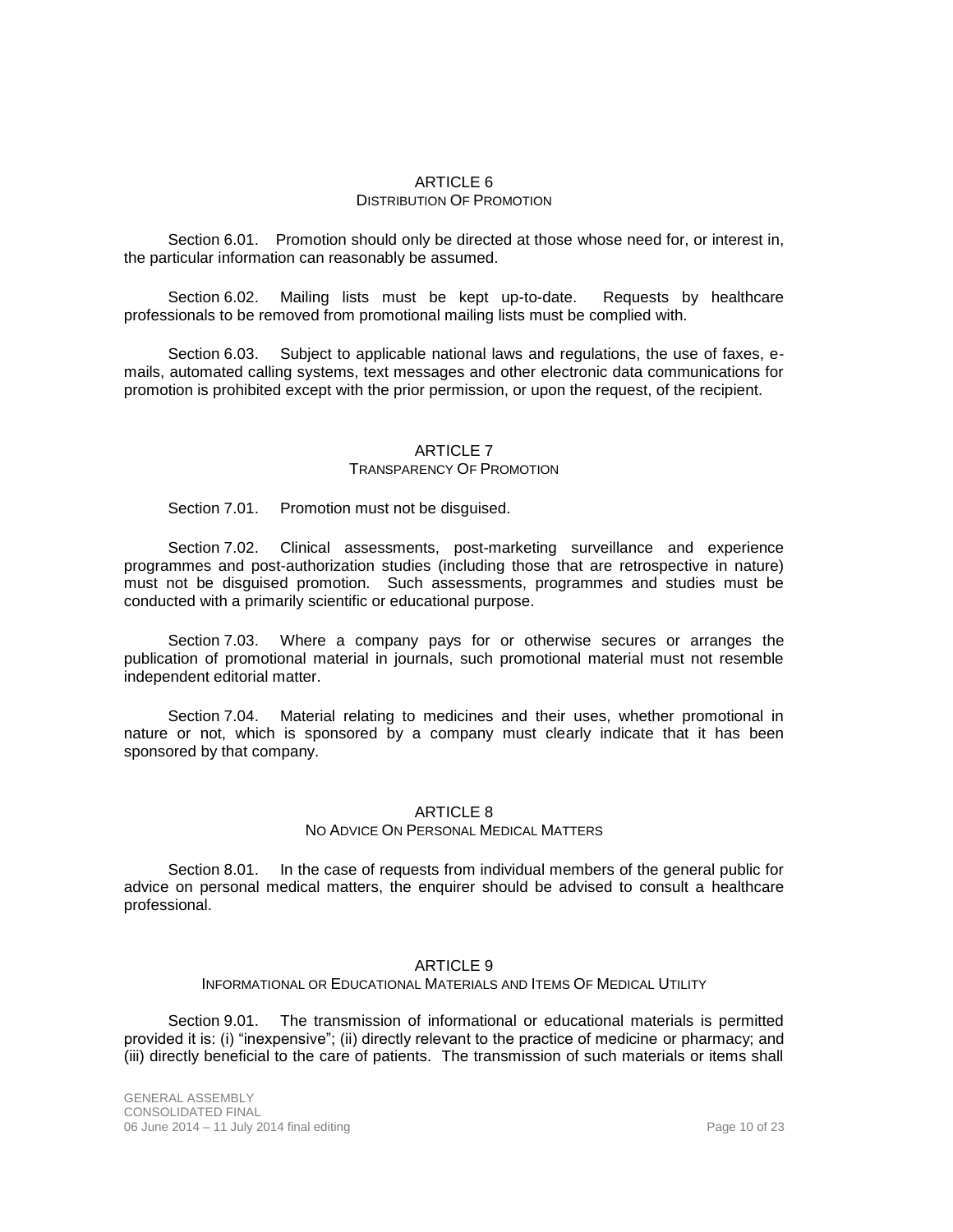## ARTICLE 6

### DISTRIBUTION OF PROMOTION

Section 6.01. Promotion should only be directed at those whose need for, or interest in, the particular information can reasonably be assumed.

Section 6.02. Mailing lists must be kept up-to-date. Requests by healthcare professionals to be removed from promotional mailing lists must be complied with.

Section 6.03. Subject to applicable national laws and regulations, the use of faxes, e-mails, automated calling systems, text messages and other electronic data communications for promotion is prohibited except with the prior permission, or upon the request, of the recipient.

## ARTICLE 7

### TRANSPARENCY OF PROMOTION

Section 7.01. Promotion must not be disguised.

Section 7.02. Clinical assessments, post-marketing surveillance and experience programmes and post-authorization studies (including those that are retrospective in nature) must not be disguised promotion. Such assessments, programmes and studies must be conducted with a primarily scientific or educational purpose.

Section 7.03. Where a company pays for or otherwise secures or arranges the publication of promotional material in journals, such promotional material must not resemble independent editorial matter.

Section 7.04. Material relating to medicines and their uses, whether promotional in nature or not, which is sponsored by a company must clearly indicate that it has been sponsored by that company.

## ARTICLE 8

### NO ADVICE ON PERSONAL MEDICAL MATTERS

Section 8.01. In the case of requests from individual members of the general public for advice on personal medical matters, the enquirer should be advised to consult a healthcare professional.

## ARTICLE 9

### INFORMATIONAL OR EDUCATIONAL MATERIALS AND ITEMS OF MEDICAL UTILITY

Section 9.01. The transmission of informational or educational materials is permitted provided it is: (i) "inexpensive"; (ii) directly relevant to the practice of medicine or pharmacy; and (iii) directly beneficial to the care of patients. The transmission of such materials or items shall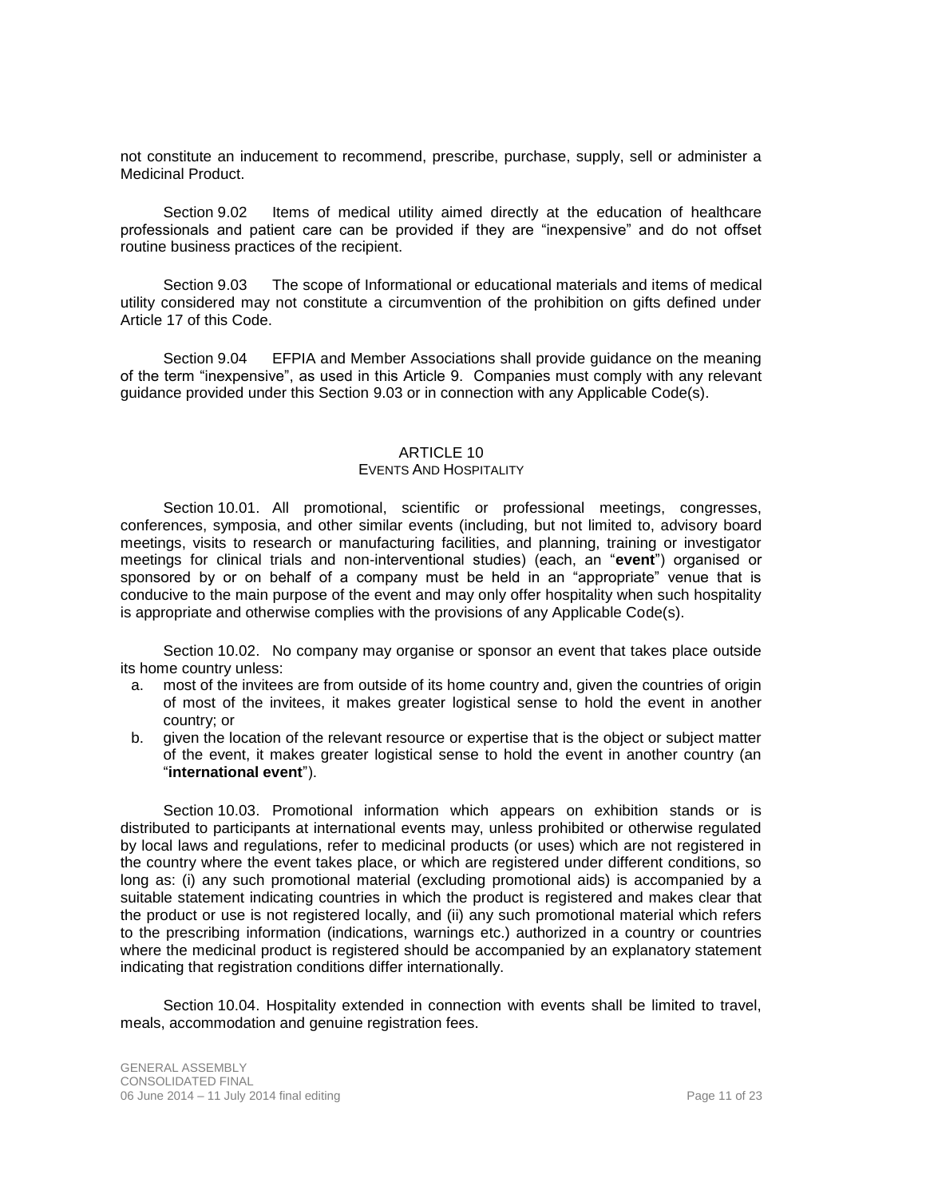not constitute an inducement to recommend, prescribe, purchase, supply, sell or administer a Medicinal Product.

Section 9.02 Items of medical utility aimed directly at the education of healthcare professionals and patient care can be provided if they are "inexpensive" and do not offset routine business practices of the recipient.

Section 9.03 The scope of Informational or educational materials and items of medical utility considered may not constitute a circumvention of the prohibition on gifts defined under Article 17 of this Code.

Section 9.04 EFPIA and Member Associations shall provide guidance on the meaning of the term "inexpensive", as used in this Article 9. Companies must comply with any relevant guidance provided under this Section 9.03 or in connection with any Applicable Code(s).

## ARTICLE 10
### EVENTS AND HOSPITALITY

Section 10.01. All promotional, scientific or professional meetings, congresses, conferences, symposia, and other similar events (including, but not limited to, advisory board meetings, visits to research or manufacturing facilities, and planning, training or investigator meetings for clinical trials and non-interventional studies) (each, an "**event**") organised or sponsored by or on behalf of a company must be held in an "appropriate" venue that is conducive to the main purpose of the event and may only offer hospitality when such hospitality is appropriate and otherwise complies with the provisions of any Applicable Code(s).

Section 10.02. No company may organise or sponsor an event that takes place outside its home country unless:

a. most of the invitees are from outside of its home country and, given the countries of origin of most of the invitees, it makes greater logistical sense to hold the event in another country; or
b. given the location of the relevant resource or expertise that is the object or subject matter of the event, it makes greater logistical sense to hold the event in another country (an "**international event**").

Section 10.03. Promotional information which appears on exhibition stands or is distributed to participants at international events may, unless prohibited or otherwise regulated by local laws and regulations, refer to medicinal products (or uses) which are not registered in the country where the event takes place, or which are registered under different conditions, so long as: (i) any such promotional material (excluding promotional aids) is accompanied by a suitable statement indicating countries in which the product is registered and makes clear that the product or use is not registered locally, and (ii) any such promotional material which refers to the prescribing information (indications, warnings etc.) authorized in a country or countries where the medicinal product is registered should be accompanied by an explanatory statement indicating that registration conditions differ internationally.

Section 10.04. Hospitality extended in connection with events shall be limited to travel, meals, accommodation and genuine registration fees.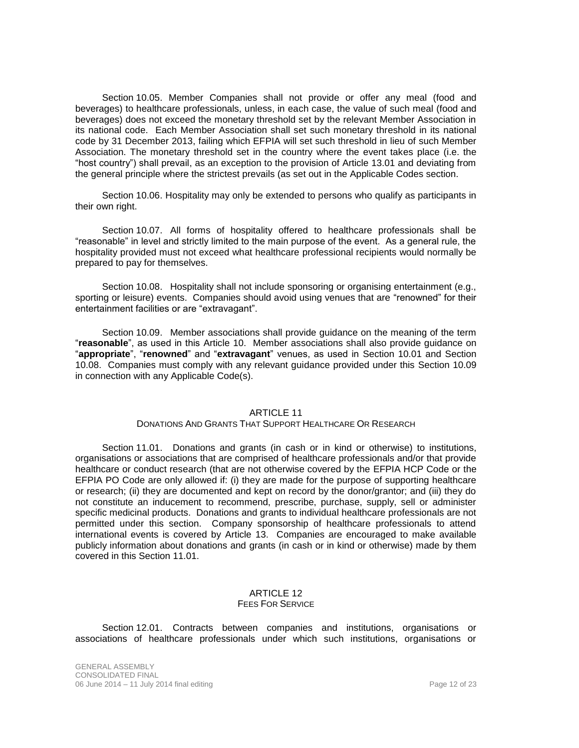Section 10.05. Member Companies shall not provide or offer any meal (food and beverages) to healthcare professionals, unless, in each case, the value of such meal (food and beverages) does not exceed the monetary threshold set by the relevant Member Association in its national code. Each Member Association shall set such monetary threshold in its national code by 31 December 2013, failing which EFPIA will set such threshold in lieu of such Member Association. The monetary threshold set in the country where the event takes place (i.e. the "host country") shall prevail, as an exception to the provision of Article 13.01 and deviating from the general principle where the strictest prevails (as set out in the Applicable Codes section.

Section 10.06. Hospitality may only be extended to persons who qualify as participants in their own right.

Section 10.07. All forms of hospitality offered to healthcare professionals shall be "reasonable" in level and strictly limited to the main purpose of the event. As a general rule, the hospitality provided must not exceed what healthcare professional recipients would normally be prepared to pay for themselves.

Section 10.08. Hospitality shall not include sponsoring or organising entertainment (e.g., sporting or leisure) events. Companies should avoid using venues that are "renowned" for their entertainment facilities or are "extravagant".

Section 10.09. Member associations shall provide guidance on the meaning of the term "**reasonable**", as used in this Article 10. Member associations shall also provide guidance on "**appropriate**", "**renowned**" and "**extravagant**" venues, as used in Section 10.01 and Section 10.08. Companies must comply with any relevant guidance provided under this Section 10.09 in connection with any Applicable Code(s).

## ARTICLE 11
### DONATIONS AND GRANTS THAT SUPPORT HEALTHCARE OR RESEARCH

Section 11.01. Donations and grants (in cash or in kind or otherwise) to institutions, organisations or associations that are comprised of healthcare professionals and/or that provide healthcare or conduct research (that are not otherwise covered by the EFPIA HCP Code or the EFPIA PO Code are only allowed if: (i) they are made for the purpose of supporting healthcare or research; (ii) they are documented and kept on record by the donor/grantor; and (iii) they do not constitute an inducement to recommend, prescribe, purchase, supply, sell or administer specific medicinal products. Donations and grants to individual healthcare professionals are not permitted under this section. Company sponsorship of healthcare professionals to attend international events is covered by Article 13. Companies are encouraged to make available publicly information about donations and grants (in cash or in kind or otherwise) made by them covered in this Section 11.01.

## ARTICLE 12
### FEES FOR SERVICE

Section 12.01. Contracts between companies and institutions, organisations or associations of healthcare professionals under which such institutions, organisations or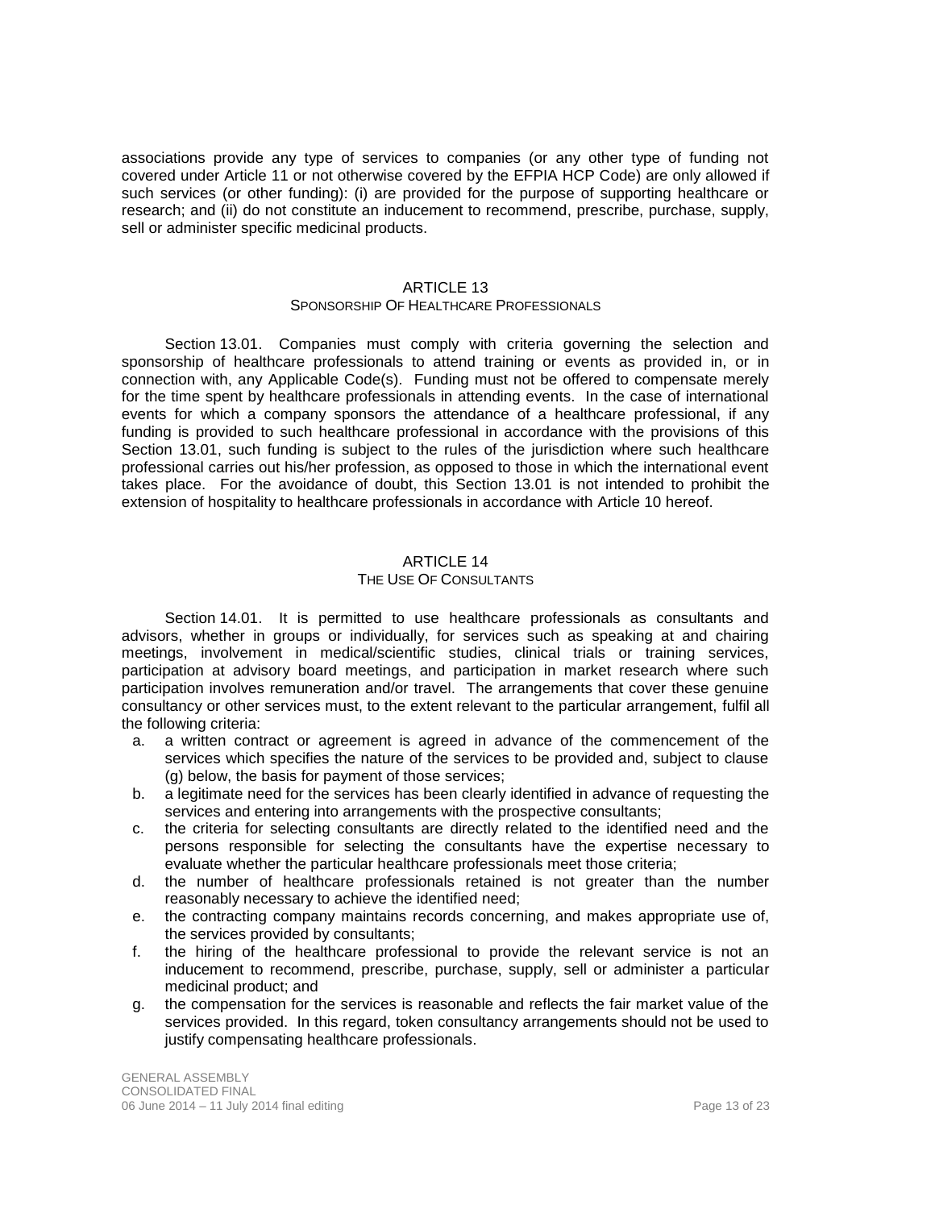associations provide any type of services to companies (or any other type of funding not covered under Article 11 or not otherwise covered by the EFPIA HCP Code) are only allowed if such services (or other funding): (i) are provided for the purpose of supporting healthcare or research; and (ii) do not constitute an inducement to recommend, prescribe, purchase, supply, sell or administer specific medicinal products.

## ARTICLE 13
### SPONSORSHIP OF HEALTHCARE PROFESSIONALS

Section 13.01. Companies must comply with criteria governing the selection and sponsorship of healthcare professionals to attend training or events as provided in, or in connection with, any Applicable Code(s). Funding must not be offered to compensate merely for the time spent by healthcare professionals in attending events. In the case of international events for which a company sponsors the attendance of a healthcare professional, if any funding is provided to such healthcare professional in accordance with the provisions of this Section 13.01, such funding is subject to the rules of the jurisdiction where such healthcare professional carries out his/her profession, as opposed to those in which the international event takes place. For the avoidance of doubt, this Section 13.01 is not intended to prohibit the extension of hospitality to healthcare professionals in accordance with Article 10 hereof.

## ARTICLE 14
### THE USE OF CONSULTANTS

Section 14.01. It is permitted to use healthcare professionals as consultants and advisors, whether in groups or individually, for services such as speaking at and chairing meetings, involvement in medical/scientific studies, clinical trials or training services, participation at advisory board meetings, and participation in market research where such participation involves remuneration and/or travel. The arrangements that cover these genuine consultancy or other services must, to the extent relevant to the particular arrangement, fulfil all the following criteria:

a. a written contract or agreement is agreed in advance of the commencement of the services which specifies the nature of the services to be provided and, subject to clause (g) below, the basis for payment of those services;
b. a legitimate need for the services has been clearly identified in advance of requesting the services and entering into arrangements with the prospective consultants;
c. the criteria for selecting consultants are directly related to the identified need and the persons responsible for selecting the consultants have the expertise necessary to evaluate whether the particular healthcare professionals meet those criteria;
d. the number of healthcare professionals retained is not greater than the number reasonably necessary to achieve the identified need;
e. the contracting company maintains records concerning, and makes appropriate use of, the services provided by consultants;
f. the hiring of the healthcare professional to provide the relevant service is not an inducement to recommend, prescribe, purchase, supply, sell or administer a particular medicinal product; and
g. the compensation for the services is reasonable and reflects the fair market value of the services provided. In this regard, token consultancy arrangements should not be used to justify compensating healthcare professionals.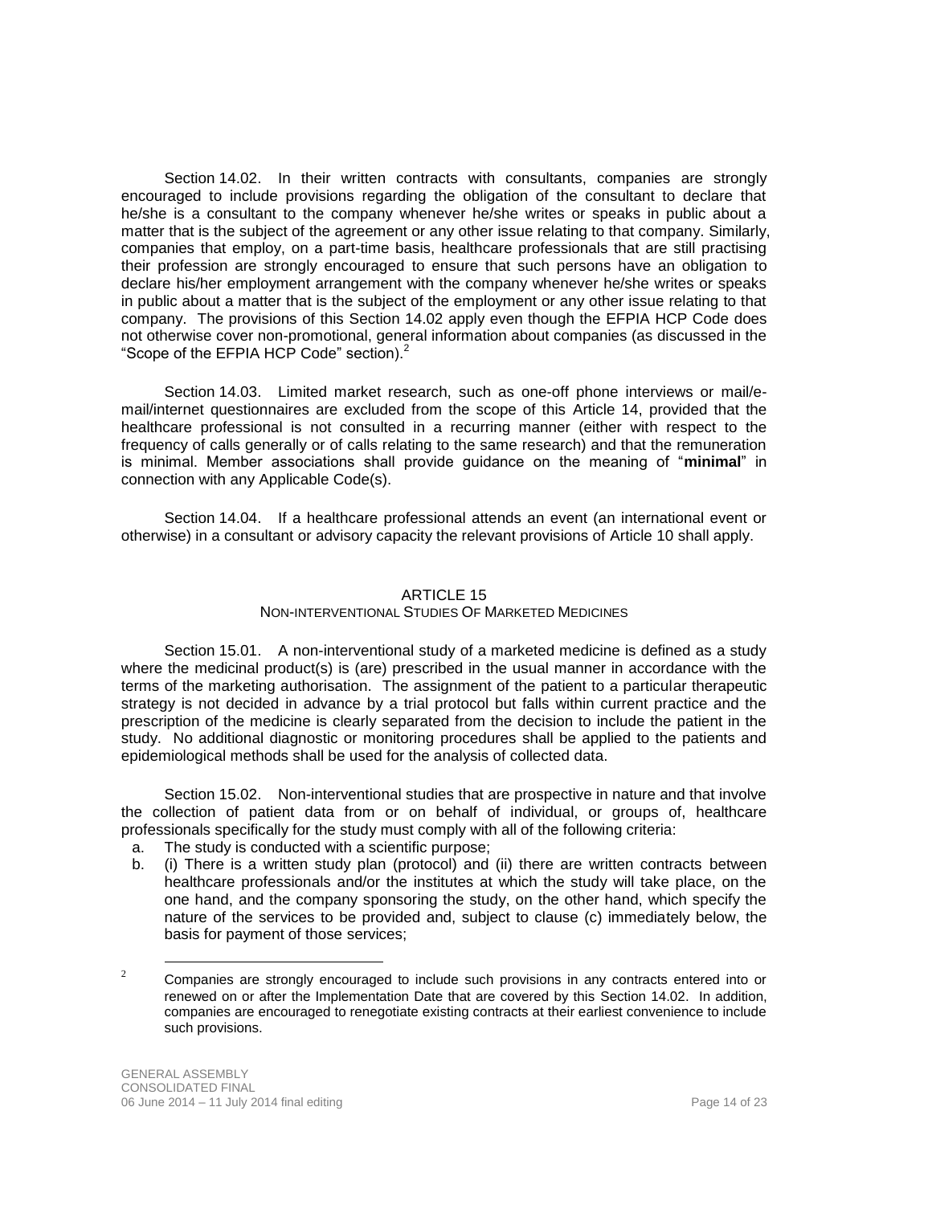Section 14.02. In their written contracts with consultants, companies are strongly encouraged to include provisions regarding the obligation of the consultant to declare that he/she is a consultant to the company whenever he/she writes or speaks in public about a matter that is the subject of the agreement or any other issue relating to that company. Similarly, companies that employ, on a part-time basis, healthcare professionals that are still practising their profession are strongly encouraged to ensure that such persons have an obligation to declare his/her employment arrangement with the company whenever he/she writes or speaks in public about a matter that is the subject of the employment or any other issue relating to that company. The provisions of this Section 14.02 apply even though the EFPIA HCP Code does not otherwise cover non-promotional, general information about companies (as discussed in the "Scope of the EFPIA HCP Code" section).[2]

Section 14.03. Limited market research, such as one-off phone interviews or mail/e-mail/internet questionnaires are excluded from the scope of this Article 14, provided that the healthcare professional is not consulted in a recurring manner (either with respect to the frequency of calls generally or of calls relating to the same research) and that the remuneration is minimal. Member associations shall provide guidance on the meaning of "**minimal**" in connection with any Applicable Code(s).

Section 14.04. If a healthcare professional attends an event (an international event or otherwise) in a consultant or advisory capacity the relevant provisions of Article 10 shall apply.

## ARTICLE 15
### NON-INTERVENTIONAL STUDIES OF MARKETED MEDICINES

Section 15.01. A non-interventional study of a marketed medicine is defined as a study where the medicinal product(s) is (are) prescribed in the usual manner in accordance with the terms of the marketing authorisation. The assignment of the patient to a particular therapeutic strategy is not decided in advance by a trial protocol but falls within current practice and the prescription of the medicine is clearly separated from the decision to include the patient in the study. No additional diagnostic or monitoring procedures shall be applied to the patients and epidemiological methods shall be used for the analysis of collected data.

Section 15.02. Non-interventional studies that are prospective in nature and that involve the collection of patient data from or on behalf of individual, or groups of, healthcare professionals specifically for the study must comply with all of the following criteria:

a. The study is conducted with a scientific purpose;
b. (i) There is a written study plan (protocol) and (ii) there are written contracts between healthcare professionals and/or the institutes at which the study will take place, on the one hand, and the company sponsoring the study, on the other hand, which specify the nature of the services to be provided and, subject to clause (c) immediately below, the basis for payment of those services;

[2] Companies are strongly encouraged to include such provisions in any contracts entered into or renewed on or after the Implementation Date that are covered by this Section 14.02. In addition, companies are encouraged to renegotiate existing contracts at their earliest convenience to include such provisions.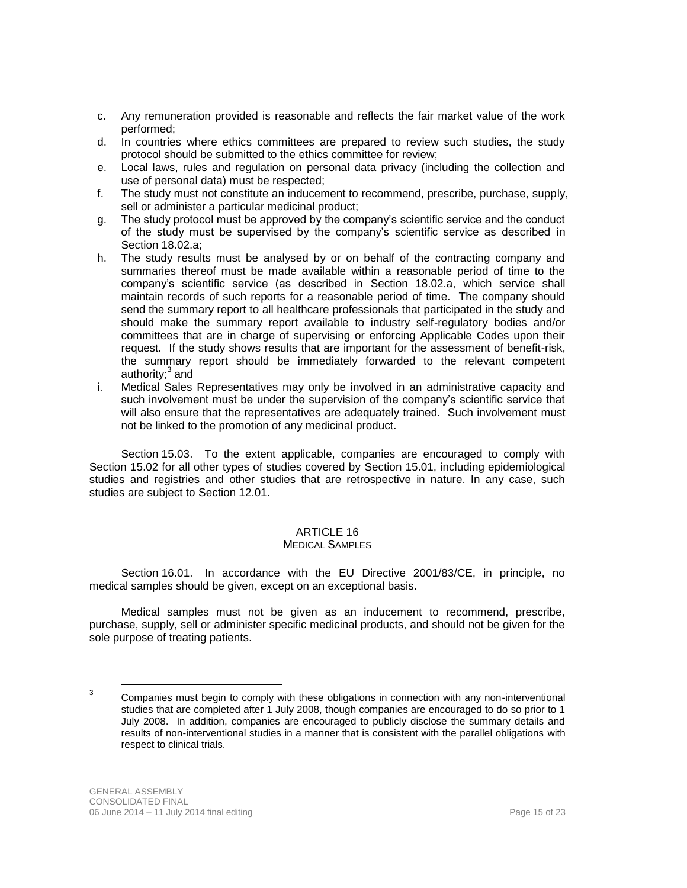c. Any remuneration provided is reasonable and reflects the fair market value of the work performed;
d. In countries where ethics committees are prepared to review such studies, the study protocol should be submitted to the ethics committee for review;
e. Local laws, rules and regulation on personal data privacy (including the collection and use of personal data) must be respected;
f. The study must not constitute an inducement to recommend, prescribe, purchase, supply, sell or administer a particular medicinal product;
g. The study protocol must be approved by the company's scientific service and the conduct of the study must be supervised by the company's scientific service as described in Section 18.02.a;
h. The study results must be analysed by or on behalf of the contracting company and summaries thereof must be made available within a reasonable period of time to the company's scientific service (as described in Section 18.02.a, which service shall maintain records of such reports for a reasonable period of time. The company should send the summary report to all healthcare professionals that participated in the study and should make the summary report available to industry self-regulatory bodies and/or committees that are in charge of supervising or enforcing Applicable Codes upon their request. If the study shows results that are important for the assessment of benefit-risk, the summary report should be immediately forwarded to the relevant competent authority;[3] and
i. Medical Sales Representatives may only be involved in an administrative capacity and such involvement must be under the supervision of the company's scientific service that will also ensure that the representatives are adequately trained. Such involvement must not be linked to the promotion of any medicinal product.

Section 15.03. To the extent applicable, companies are encouraged to comply with Section 15.02 for all other types of studies covered by Section 15.01, including epidemiological studies and registries and other studies that are retrospective in nature. In any case, such studies are subject to Section 12.01.

## ARTICLE 16
### MEDICAL SAMPLES

Section 16.01. In accordance with the EU Directive 2001/83/CE, in principle, no medical samples should be given, except on an exceptional basis.

Medical samples must not be given as an inducement to recommend, prescribe, purchase, supply, sell or administer specific medicinal products, and should not be given for the sole purpose of treating patients.

---

[3] Companies must begin to comply with these obligations in connection with any non-interventional studies that are completed after 1 July 2008, though companies are encouraged to do so prior to 1 July 2008. In addition, companies are encouraged to publicly disclose the summary details and results of non-interventional studies in a manner that is consistent with the parallel obligations with respect to clinical trials.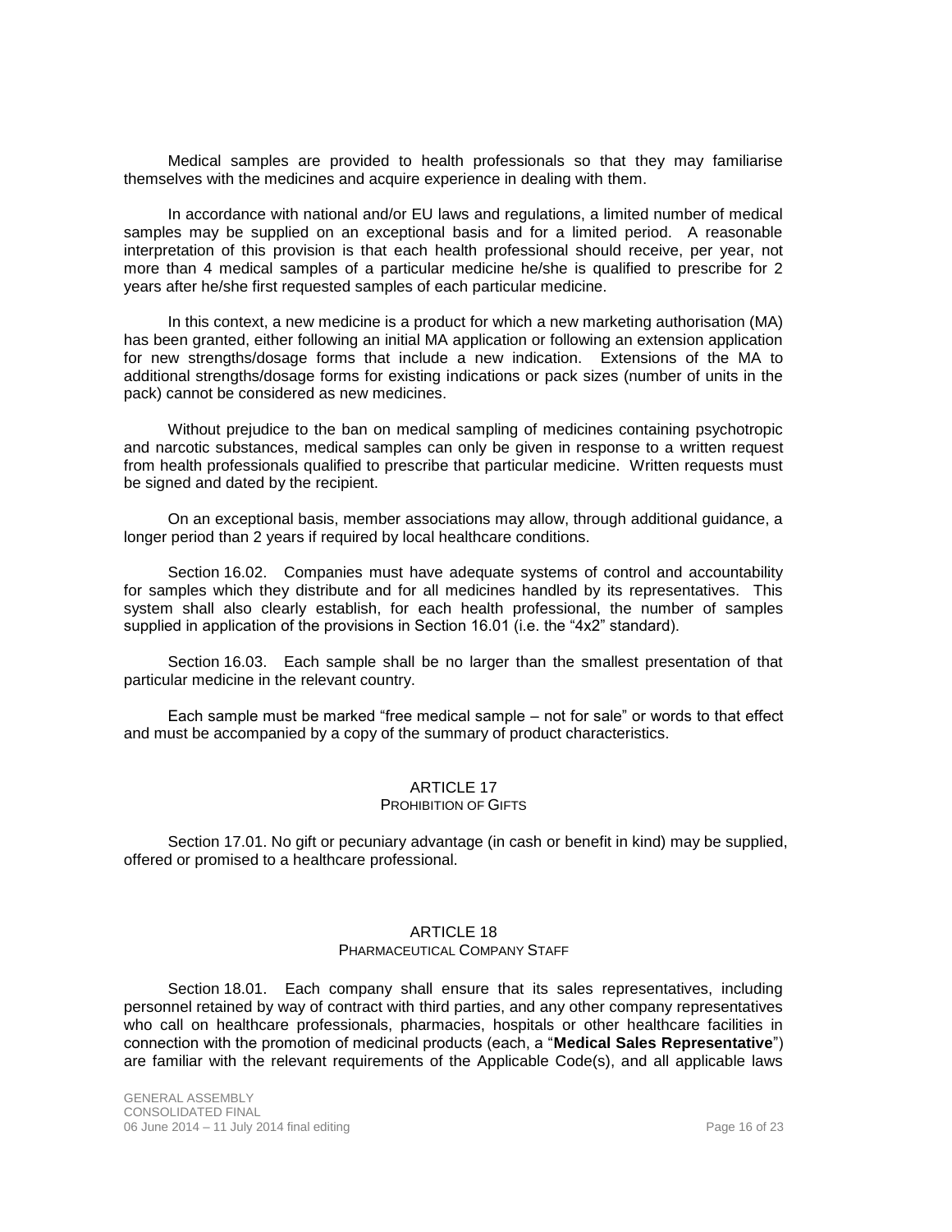Medical samples are provided to health professionals so that they may familiarise themselves with the medicines and acquire experience in dealing with them.

In accordance with national and/or EU laws and regulations, a limited number of medical samples may be supplied on an exceptional basis and for a limited period. A reasonable interpretation of this provision is that each health professional should receive, per year, not more than 4 medical samples of a particular medicine he/she is qualified to prescribe for 2 years after he/she first requested samples of each particular medicine.

In this context, a new medicine is a product for which a new marketing authorisation (MA) has been granted, either following an initial MA application or following an extension application for new strengths/dosage forms that include a new indication. Extensions of the MA to additional strengths/dosage forms for existing indications or pack sizes (number of units in the pack) cannot be considered as new medicines.

Without prejudice to the ban on medical sampling of medicines containing psychotropic and narcotic substances, medical samples can only be given in response to a written request from health professionals qualified to prescribe that particular medicine. Written requests must be signed and dated by the recipient.

On an exceptional basis, member associations may allow, through additional guidance, a longer period than 2 years if required by local healthcare conditions.

Section 16.02. Companies must have adequate systems of control and accountability for samples which they distribute and for all medicines handled by its representatives. This system shall also clearly establish, for each health professional, the number of samples supplied in application of the provisions in Section 16.01 (i.e. the “4x2” standard).

Section 16.03. Each sample shall be no larger than the smallest presentation of that particular medicine in the relevant country.

Each sample must be marked “free medical sample – not for sale” or words to that effect and must be accompanied by a copy of the summary of product characteristics.

## ARTICLE 17
### PROHIBITION OF GIFTS

Section 17.01. No gift or pecuniary advantage (in cash or benefit in kind) may be supplied, offered or promised to a healthcare professional.

## ARTICLE 18
### PHARMACEUTICAL COMPANY STAFF

Section 18.01. Each company shall ensure that its sales representatives, including personnel retained by way of contract with third parties, and any other company representatives who call on healthcare professionals, pharmacies, hospitals or other healthcare facilities in connection with the promotion of medicinal products (each, a “**Medical Sales Representative**”) are familiar with the relevant requirements of the Applicable Code(s), and all applicable laws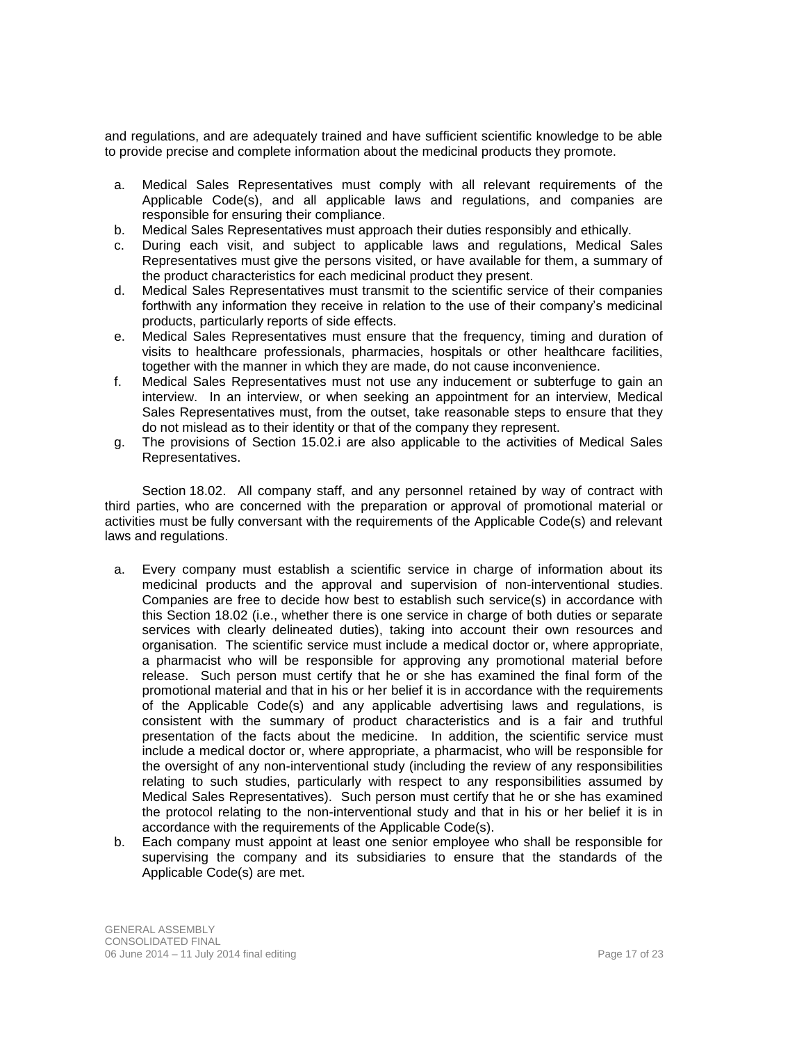and regulations, and are adequately trained and have sufficient scientific knowledge to be able to provide precise and complete information about the medicinal products they promote.

a. Medical Sales Representatives must comply with all relevant requirements of the Applicable Code(s), and all applicable laws and regulations, and companies are responsible for ensuring their compliance.
b. Medical Sales Representatives must approach their duties responsibly and ethically.
c. During each visit, and subject to applicable laws and regulations, Medical Sales Representatives must give the persons visited, or have available for them, a summary of the product characteristics for each medicinal product they present.
d. Medical Sales Representatives must transmit to the scientific service of their companies forthwith any information they receive in relation to the use of their company's medicinal products, particularly reports of side effects.
e. Medical Sales Representatives must ensure that the frequency, timing and duration of visits to healthcare professionals, pharmacies, hospitals or other healthcare facilities, together with the manner in which they are made, do not cause inconvenience.
f. Medical Sales Representatives must not use any inducement or subterfuge to gain an interview. In an interview, or when seeking an appointment for an interview, Medical Sales Representatives must, from the outset, take reasonable steps to ensure that they do not mislead as to their identity or that of the company they represent.
g. The provisions of Section 15.02.i are also applicable to the activities of Medical Sales Representatives.

Section 18.02. All company staff, and any personnel retained by way of contract with third parties, who are concerned with the preparation or approval of promotional material or activities must be fully conversant with the requirements of the Applicable Code(s) and relevant laws and regulations.

a. Every company must establish a scientific service in charge of information about its medicinal products and the approval and supervision of non-interventional studies. Companies are free to decide how best to establish such service(s) in accordance with this Section 18.02 (i.e., whether there is one service in charge of both duties or separate services with clearly delineated duties), taking into account their own resources and organisation. The scientific service must include a medical doctor or, where appropriate, a pharmacist who will be responsible for approving any promotional material before release. Such person must certify that he or she has examined the final form of the promotional material and that in his or her belief it is in accordance with the requirements of the Applicable Code(s) and any applicable advertising laws and regulations, is consistent with the summary of product characteristics and is a fair and truthful presentation of the facts about the medicine. In addition, the scientific service must include a medical doctor or, where appropriate, a pharmacist, who will be responsible for the oversight of any non-interventional study (including the review of any responsibilities relating to such studies, particularly with respect to any responsibilities assumed by Medical Sales Representatives). Such person must certify that he or she has examined the protocol relating to the non-interventional study and that in his or her belief it is in accordance with the requirements of the Applicable Code(s).
b. Each company must appoint at least one senior employee who shall be responsible for supervising the company and its subsidiaries to ensure that the standards of the Applicable Code(s) are met.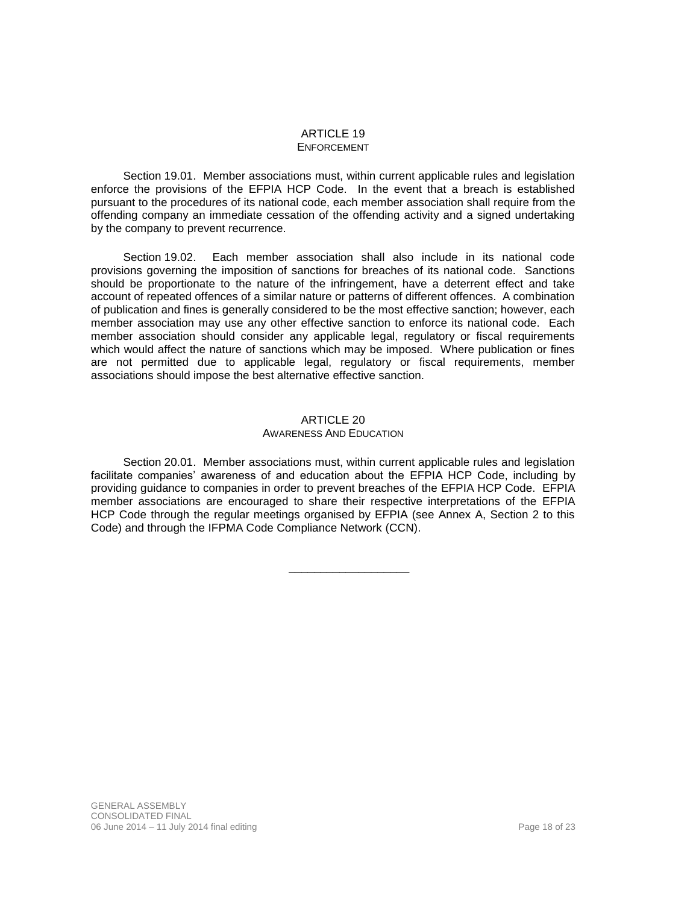## ARTICLE 19
### ENFORCEMENT

Section 19.01. Member associations must, within current applicable rules and legislation enforce the provisions of the EFPIA HCP Code. In the event that a breach is established pursuant to the procedures of its national code, each member association shall require from the offending company an immediate cessation of the offending activity and a signed undertaking by the company to prevent recurrence.

Section 19.02. Each member association shall also include in its national code provisions governing the imposition of sanctions for breaches of its national code. Sanctions should be proportionate to the nature of the infringement, have a deterrent effect and take account of repeated offences of a similar nature or patterns of different offences. A combination of publication and fines is generally considered to be the most effective sanction; however, each member association may use any other effective sanction to enforce its national code. Each member association should consider any applicable legal, regulatory or fiscal requirements which would affect the nature of sanctions which may be imposed. Where publication or fines are not permitted due to applicable legal, regulatory or fiscal requirements, member associations should impose the best alternative effective sanction.

## ARTICLE 20
### AWARENESS AND EDUCATION

Section 20.01. Member associations must, within current applicable rules and legislation facilitate companies' awareness of and education about the EFPIA HCP Code, including by providing guidance to companies in order to prevent breaches of the EFPIA HCP Code. EFPIA member associations are encouraged to share their respective interpretations of the EFPIA HCP Code through the regular meetings organised by EFPIA (see Annex A, Section 2 to this Code) and through the IFPMA Code Compliance Network (CCN).

---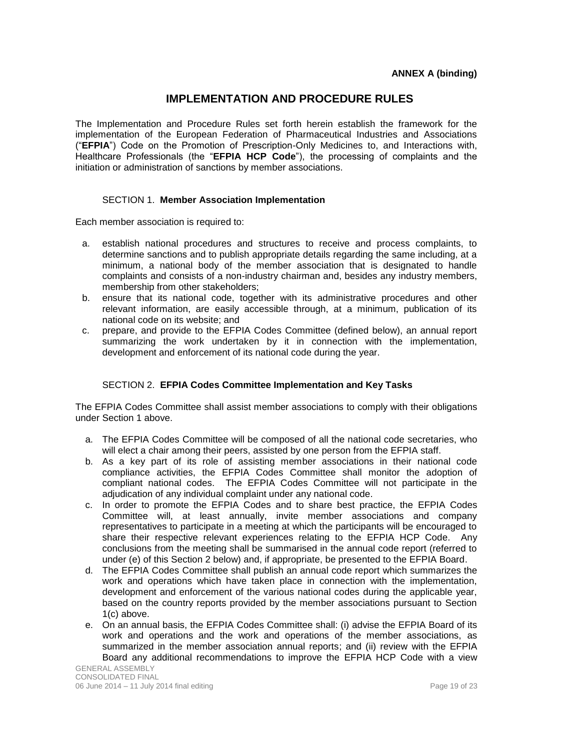**ANNEX A (binding)**

# IMPLEMENTATION AND PROCEDURE RULES

The Implementation and Procedure Rules set forth herein establish the framework for the implementation of the European Federation of Pharmaceutical Industries and Associations ("**EFPIA**") Code on the Promotion of Prescription-Only Medicines to, and Interactions with, Healthcare Professionals (the "**EFPIA HCP Code**"), the processing of complaints and the initiation or administration of sanctions by member associations.

## SECTION 1. Member Association Implementation

Each member association is required to:

a. establish national procedures and structures to receive and process complaints, to determine sanctions and to publish appropriate details regarding the same including, at a minimum, a national body of the member association that is designated to handle complaints and consists of a non-industry chairman and, besides any industry members, membership from other stakeholders;
b. ensure that its national code, together with its administrative procedures and other relevant information, are easily accessible through, at a minimum, publication of its national code on its website; and
c. prepare, and provide to the EFPIA Codes Committee (defined below), an annual report summarizing the work undertaken by it in connection with the implementation, development and enforcement of its national code during the year.

## SECTION 2. EFPIA Codes Committee Implementation and Key Tasks

The EFPIA Codes Committee shall assist member associations to comply with their obligations under Section 1 above.

a. The EFPIA Codes Committee will be composed of all the national code secretaries, who will elect a chair among their peers, assisted by one person from the EFPIA staff.
b. As a key part of its role of assisting member associations in their national code compliance activities, the EFPIA Codes Committee shall monitor the adoption of compliant national codes. The EFPIA Codes Committee will not participate in the adjudication of any individual complaint under any national code.
c. In order to promote the EFPIA Codes and to share best practice, the EFPIA Codes Committee will, at least annually, invite member associations and company representatives to participate in a meeting at which the participants will be encouraged to share their respective relevant experiences relating to the EFPIA HCP Code. Any conclusions from the meeting shall be summarised in the annual code report (referred to under (e) of this Section 2 below) and, if appropriate, be presented to the EFPIA Board.
d. The EFPIA Codes Committee shall publish an annual code report which summarizes the work and operations which have taken place in connection with the implementation, development and enforcement of the various national codes during the applicable year, based on the country reports provided by the member associations pursuant to Section 1(c) above.
e. On an annual basis, the EFPIA Codes Committee shall: (i) advise the EFPIA Board of its work and operations and the work and operations of the member associations, as summarized in the member association annual reports; and (ii) review with the EFPIA Board any additional recommendations to improve the EFPIA HCP Code with a view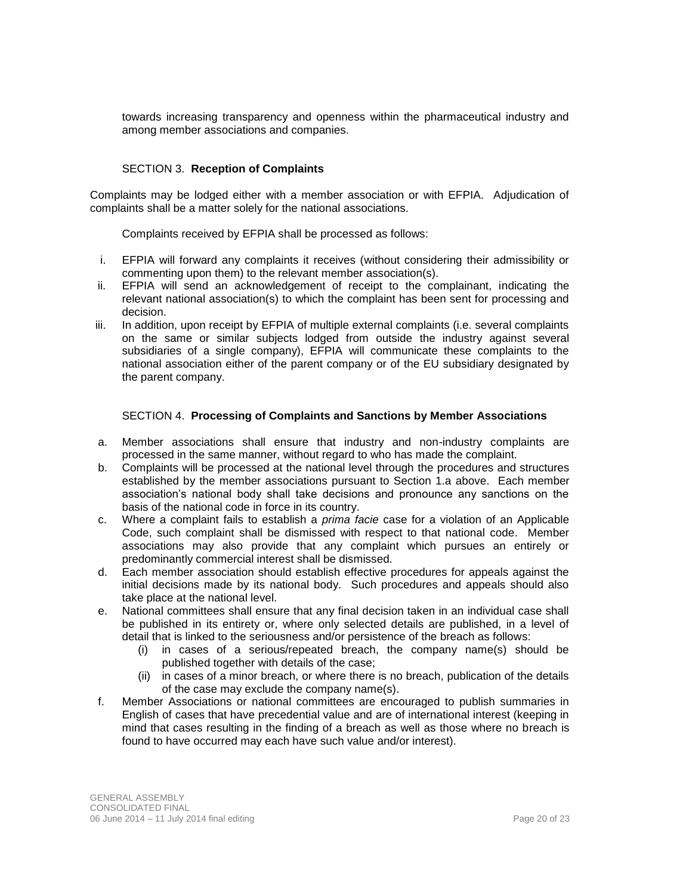towards increasing transparency and openness within the pharmaceutical industry and among member associations and companies.

## SECTION 3. **Reception of Complaints**

Complaints may be lodged either with a member association or with EFPIA. Adjudication of complaints shall be a matter solely for the national associations.

Complaints received by EFPIA shall be processed as follows:

i. EFPIA will forward any complaints it receives (without considering their admissibility or commenting upon them) to the relevant member association(s).
ii. EFPIA will send an acknowledgement of receipt to the complainant, indicating the relevant national association(s) to which the complaint has been sent for processing and decision.
iii. In addition, upon receipt by EFPIA of multiple external complaints (i.e. several complaints on the same or similar subjects lodged from outside the industry against several subsidiaries of a single company), EFPIA will communicate these complaints to the national association either of the parent company or of the EU subsidiary designated by the parent company.

## SECTION 4. **Processing of Complaints and Sanctions by Member Associations**

a. Member associations shall ensure that industry and non-industry complaints are processed in the same manner, without regard to who has made the complaint.
b. Complaints will be processed at the national level through the procedures and structures established by the member associations pursuant to Section 1.a above. Each member association's national body shall take decisions and pronounce any sanctions on the basis of the national code in force in its country.
c. Where a complaint fails to establish a *prima facie* case for a violation of an Applicable Code, such complaint shall be dismissed with respect to that national code. Member associations may also provide that any complaint which pursues an entirely or predominantly commercial interest shall be dismissed.
d. Each member association should establish effective procedures for appeals against the initial decisions made by its national body. Such procedures and appeals should also take place at the national level.
e. National committees shall ensure that any final decision taken in an individual case shall be published in its entirety or, where only selected details are published, in a level of detail that is linked to the seriousness and/or persistence of the breach as follows:
   (i) in cases of a serious/repeated breach, the company name(s) should be published together with details of the case;
   (ii) in cases of a minor breach, or where there is no breach, publication of the details of the case may exclude the company name(s).
f. Member Associations or national committees are encouraged to publish summaries in English of cases that have precedential value and are of international interest (keeping in mind that cases resulting in the finding of a breach as well as those where no breach is found to have occurred may each have such value and/or interest).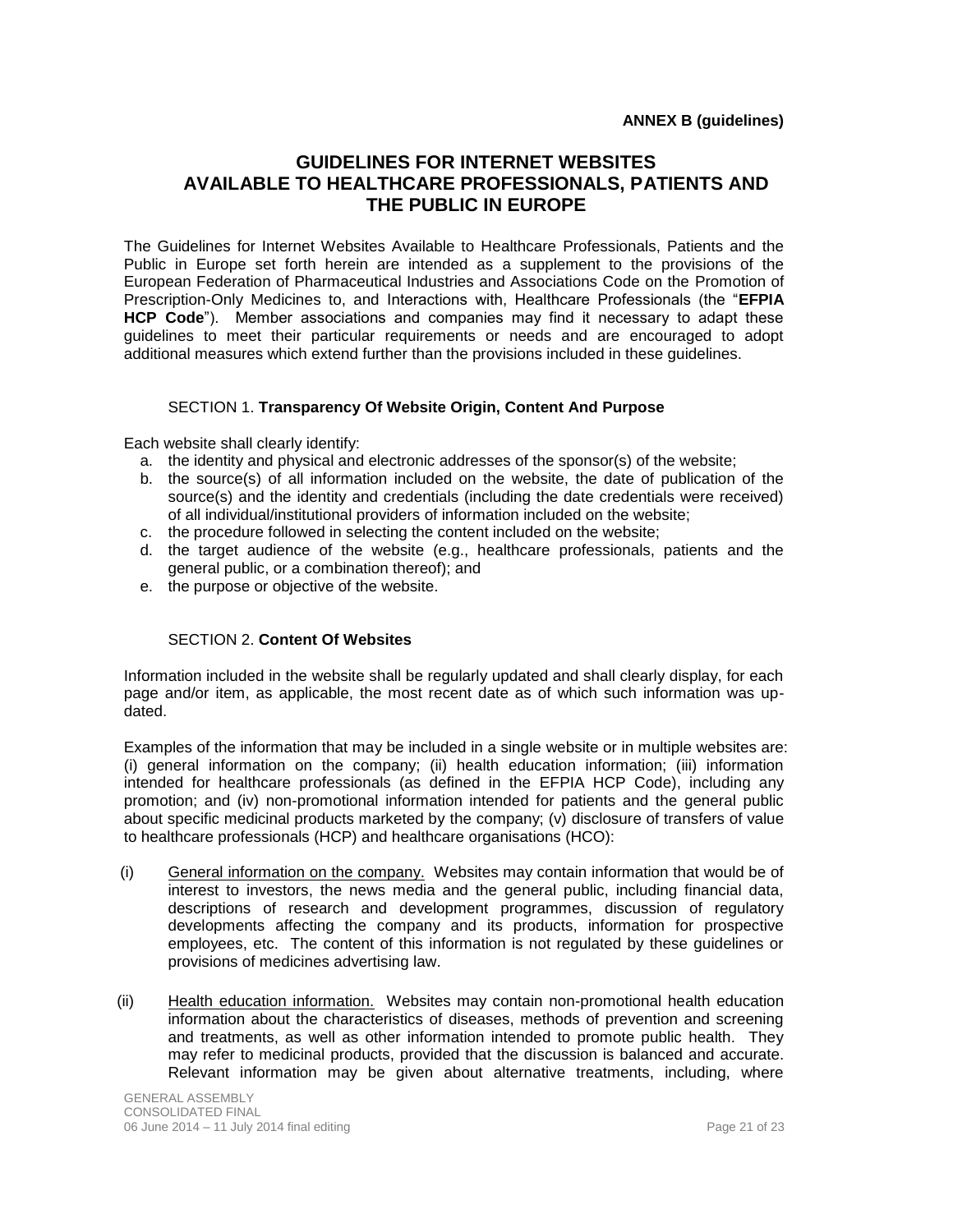**ANNEX B (guidelines)**

# GUIDELINES FOR INTERNET WEBSITES AVAILABLE TO HEALTHCARE PROFESSIONALS, PATIENTS AND THE PUBLIC IN EUROPE

The Guidelines for Internet Websites Available to Healthcare Professionals, Patients and the Public in Europe set forth herein are intended as a supplement to the provisions of the European Federation of Pharmaceutical Industries and Associations Code on the Promotion of Prescription-Only Medicines to, and Interactions with, Healthcare Professionals (the "**EFPIA HCP Code**"). Member associations and companies may find it necessary to adapt these guidelines to meet their particular requirements or needs and are encouraged to adopt additional measures which extend further than the provisions included in these guidelines.

## SECTION 1. **Transparency Of Website Origin, Content And Purpose**

Each website shall clearly identify:

a. the identity and physical and electronic addresses of the sponsor(s) of the website;
b. the source(s) of all information included on the website, the date of publication of the source(s) and the identity and credentials (including the date credentials were received) of all individual/institutional providers of information included on the website;
c. the procedure followed in selecting the content included on the website;
d. the target audience of the website (e.g., healthcare professionals, patients and the general public, or a combination thereof); and
e. the purpose or objective of the website.

## SECTION 2. **Content Of Websites**

Information included in the website shall be regularly updated and shall clearly display, for each page and/or item, as applicable, the most recent date as of which such information was up-dated.

Examples of the information that may be included in a single website or in multiple websites are: (i) general information on the company; (ii) health education information; (iii) information intended for healthcare professionals (as defined in the EFPIA HCP Code), including any promotion; and (iv) non-promotional information intended for patients and the general public about specific medicinal products marketed by the company; (v) disclosure of transfers of value to healthcare professionals (HCP) and healthcare organisations (HCO):

(i) General information on the company. Websites may contain information that would be of interest to investors, the news media and the general public, including financial data, descriptions of research and development programmes, discussion of regulatory developments affecting the company and its products, information for prospective employees, etc. The content of this information is not regulated by these guidelines or provisions of medicines advertising law.

(ii) Health education information. Websites may contain non-promotional health education information about the characteristics of diseases, methods of prevention and screening and treatments, as well as other information intended to promote public health. They may refer to medicinal products, provided that the discussion is balanced and accurate. Relevant information may be given about alternative treatments, including, where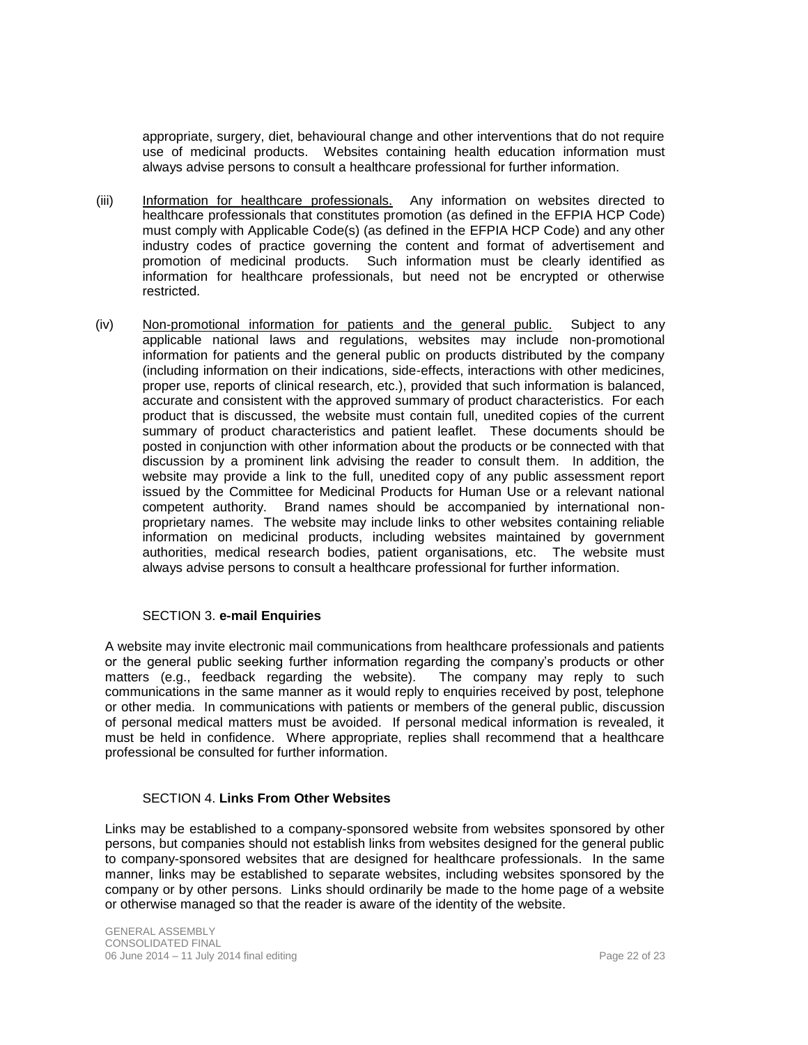appropriate, surgery, diet, behavioural change and other interventions that do not require use of medicinal products. Websites containing health education information must always advise persons to consult a healthcare professional for further information.

(iii) Information for healthcare professionals. Any information on websites directed to healthcare professionals that constitutes promotion (as defined in the EFPIA HCP Code) must comply with Applicable Code(s) (as defined in the EFPIA HCP Code) and any other industry codes of practice governing the content and format of advertisement and promotion of medicinal products. Such information must be clearly identified as information for healthcare professionals, but need not be encrypted or otherwise restricted.

(iv) Non-promotional information for patients and the general public. Subject to any applicable national laws and regulations, websites may include non-promotional information for patients and the general public on products distributed by the company (including information on their indications, side-effects, interactions with other medicines, proper use, reports of clinical research, etc.), provided that such information is balanced, accurate and consistent with the approved summary of product characteristics. For each product that is discussed, the website must contain full, unedited copies of the current summary of product characteristics and patient leaflet. These documents should be posted in conjunction with other information about the products or be connected with that discussion by a prominent link advising the reader to consult them. In addition, the website may provide a link to the full, unedited copy of any public assessment report issued by the Committee for Medicinal Products for Human Use or a relevant national competent authority. Brand names should be accompanied by international non-proprietary names. The website may include links to other websites containing reliable information on medicinal products, including websites maintained by government authorities, medical research bodies, patient organisations, etc. The website must always advise persons to consult a healthcare professional for further information.

## SECTION 3. **e-mail Enquiries**

A website may invite electronic mail communications from healthcare professionals and patients or the general public seeking further information regarding the company's products or other matters (e.g., feedback regarding the website). The company may reply to such communications in the same manner as it would reply to enquiries received by post, telephone or other media. In communications with patients or members of the general public, discussion of personal medical matters must be avoided. If personal medical information is revealed, it must be held in confidence. Where appropriate, replies shall recommend that a healthcare professional be consulted for further information.

## SECTION 4. **Links From Other Websites**

Links may be established to a company-sponsored website from websites sponsored by other persons, but companies should not establish links from websites designed for the general public to company-sponsored websites that are designed for healthcare professionals. In the same manner, links may be established to separate websites, including websites sponsored by the company or by other persons. Links should ordinarily be made to the home page of a website or otherwise managed so that the reader is aware of the identity of the website.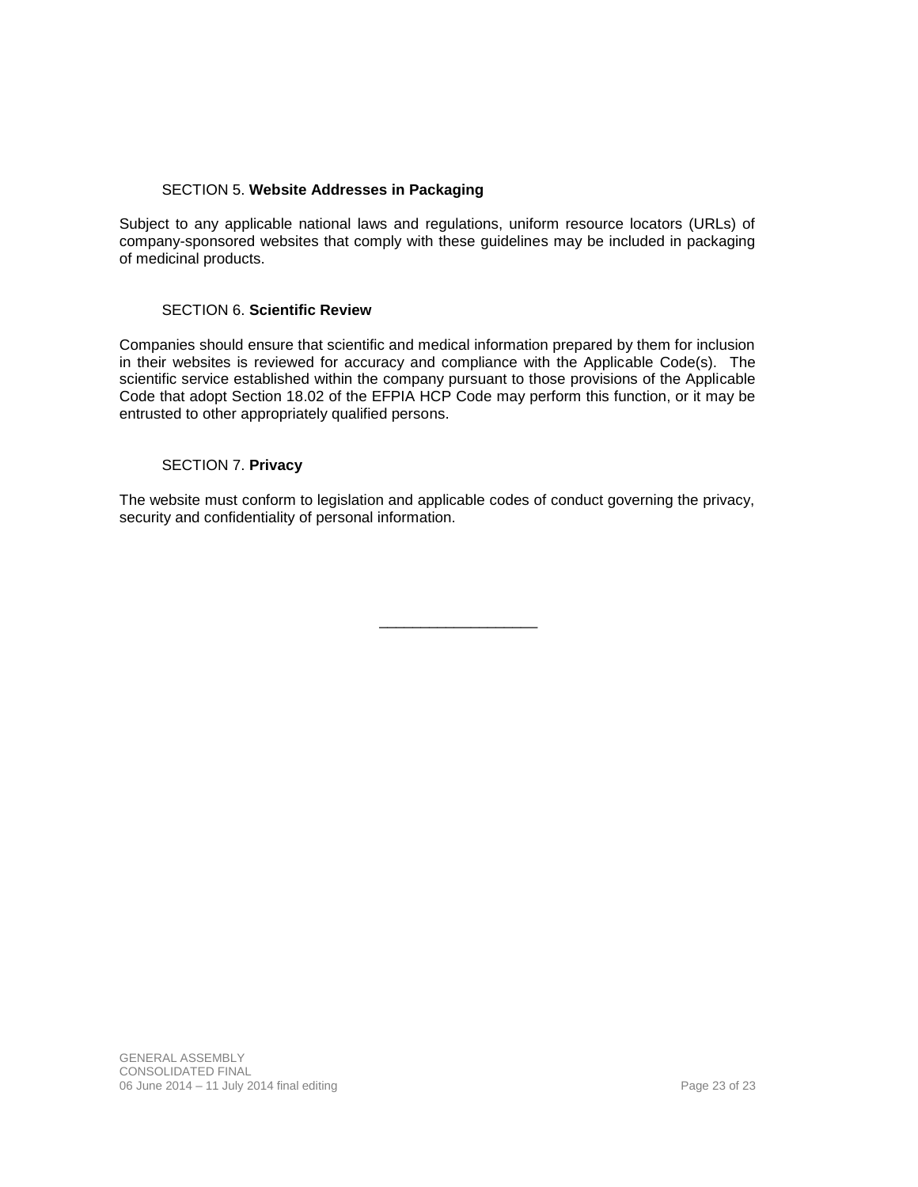SECTION 5. **Website Addresses in Packaging**

Subject to any applicable national laws and regulations, uniform resource locators (URLs) of company-sponsored websites that comply with these guidelines may be included in packaging of medicinal products.

SECTION 6. **Scientific Review**

Companies should ensure that scientific and medical information prepared by them for inclusion in their websites is reviewed for accuracy and compliance with the Applicable Code(s). The scientific service established within the company pursuant to those provisions of the Applicable Code that adopt Section 18.02 of the EFPIA HCP Code may perform this function, or it may be entrusted to other appropriately qualified persons.

SECTION 7. **Privacy**

The website must conform to legislation and applicable codes of conduct governing the privacy, security and confidentiality of personal information.

___________________